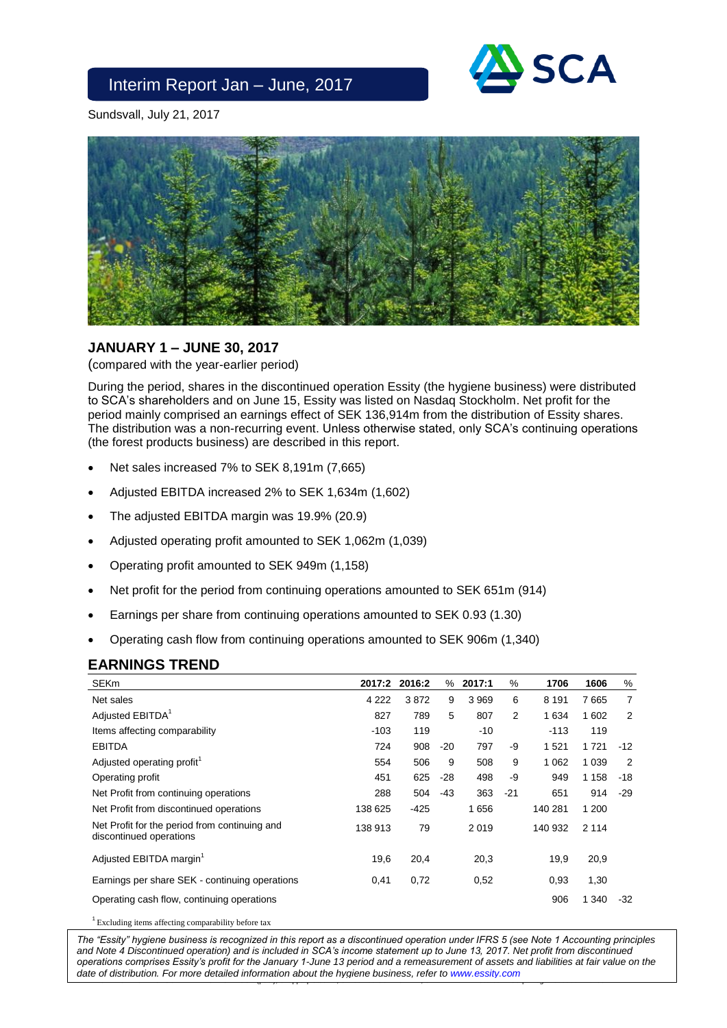# Interim Report Jan – June, 2017

Sundsvall, July 21, 2017

## JANUARY 1 – JUNE 30, 2017

(compared with the year-earlier period)

During the period, shares in the discontinued operation Essity (the hygiene business) were distributed to SCA's shareholders and on June 15, Essity was listed on Nasdaq Stockholm. Net profit for the period mainly comprised an earnings effect of SEK 136,914m from the distribution of Essity shares. The distribution was a non-recurring event. Unless otherwise stated, only SCA's continuing operations (the forest products business) are described in this report.

- Net sales increased 7% to SEK 8,191m (7,665)
- Adjusted EBITDA increased 2% to SEK 1,634m (1,602)
- The adjusted EBITDA margin was 19.9% (20.9)
- Adjusted operating profit amounted to SEK 1,062m (1,039)
- Operating profit amounted to SEK 949m (1,158)
- Net profit for the period from continuing operations amounted to SEK 651m (914)
- Earnings per share from continuing operations amounted to SEK 0.93 (1.30)
- Operating cash flow from continuing operations amounted to SEK 906m (1,340)

## EARNINGS TREND

| SEKm | 2017:2 | 2016:2 | % | 2017:1 | % | 1706 | 1606 | % |
|---|---|---|---|---|---|---|---|---|
| Net sales | 4 222 | 3 872 | 9 | 3 969 | 6 | 8 191 | 7 665 | 7 |
| Adjusted EBITDA[1] | 827 | 789 | 5 | 807 | 2 | 1 634 | 1 602 | 2 |
| Items affecting comparability | -103 | 119 | | -10 | | -113 | 119 | |
| EBITDA | 724 | 908 | -20 | 797 | -9 | 1 521 | 1 721 | -12 |
| Adjusted operating profit[1] | 554 | 506 | 9 | 508 | 9 | 1 062 | 1 039 | 2 |
| Operating profit | 451 | 625 | -28 | 498 | -9 | 949 | 1 158 | -18 |
| Net Profit from continuing operations | 288 | 504 | -43 | 363 | -21 | 651 | 914 | -29 |
| Net Profit from discontinued operations | 138 625 | -425 | | 1 656 | | 140 281 | 1 200 | |
| Net Profit for the period from continuing and discontinued operations | 138 913 | 79 | | 2 019 | | 140 932 | 2 114 | |
| Adjusted EBITDA margin[1] | 19,6 | 20,4 | | 20,3 | | 19,9 | 20,9 | |
| Earnings per share SEK - continuing operations | 0,41 | 0,72 | | 0,52 | | 0,93 | 1,30 | |
| Operating cash flow, continuing operations | | | | | | 906 | 1 340 | -32 |

[1] Excluding items affecting comparability before tax

*The "Essity" hygiene business is recognized in this report as a discontinued operation under IFRS 5 (see Note 1 Accounting principles and Note 4 Discontinued operation) and is included in SCA's income statement up to June 13, 2017. Net profit from discontinued operations comprises Essity's profit for the January 1-June 13 period and a remeasurement of assets and liabilities at fair value on the date of distribution. For more detailed information about the hygiene business, refer to www.essity.com*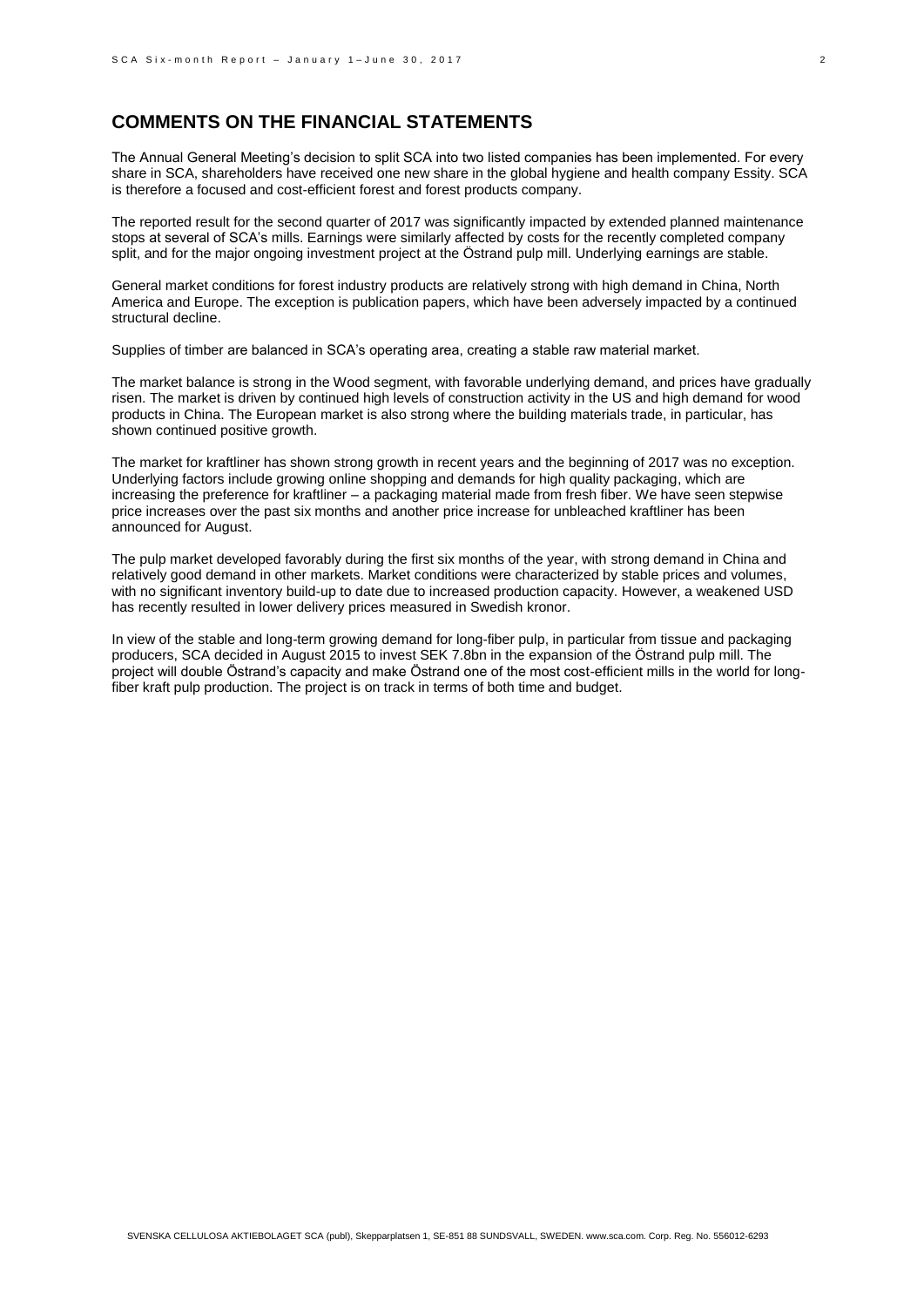## COMMENTS ON THE FINANCIAL STATEMENTS

The Annual General Meeting's decision to split SCA into two listed companies has been implemented. For every share in SCA, shareholders have received one new share in the global hygiene and health company Essity. SCA is therefore a focused and cost-efficient forest and forest products company.

The reported result for the second quarter of 2017 was significantly impacted by extended planned maintenance stops at several of SCA's mills. Earnings were similarly affected by costs for the recently completed company split, and for the major ongoing investment project at the Östrand pulp mill. Underlying earnings are stable.

General market conditions for forest industry products are relatively strong with high demand in China, North America and Europe. The exception is publication papers, which have been adversely impacted by a continued structural decline.

Supplies of timber are balanced in SCA's operating area, creating a stable raw material market.

The market balance is strong in the Wood segment, with favorable underlying demand, and prices have gradually risen. The market is driven by continued high levels of construction activity in the US and high demand for wood products in China. The European market is also strong where the building materials trade, in particular, has shown continued positive growth.

The market for kraftliner has shown strong growth in recent years and the beginning of 2017 was no exception. Underlying factors include growing online shopping and demands for high quality packaging, which are increasing the preference for kraftliner – a packaging material made from fresh fiber. We have seen stepwise price increases over the past six months and another price increase for unbleached kraftliner has been announced for August.

The pulp market developed favorably during the first six months of the year, with strong demand in China and relatively good demand in other markets. Market conditions were characterized by stable prices and volumes, with no significant inventory build-up to date due to increased production capacity. However, a weakened USD has recently resulted in lower delivery prices measured in Swedish kronor.

In view of the stable and long-term growing demand for long-fiber pulp, in particular from tissue and packaging producers, SCA decided in August 2015 to invest SEK 7.8bn in the expansion of the Östrand pulp mill. The project will double Östrand's capacity and make Östrand one of the most cost-efficient mills in the world for long-fiber kraft pulp production. The project is on track in terms of both time and budget.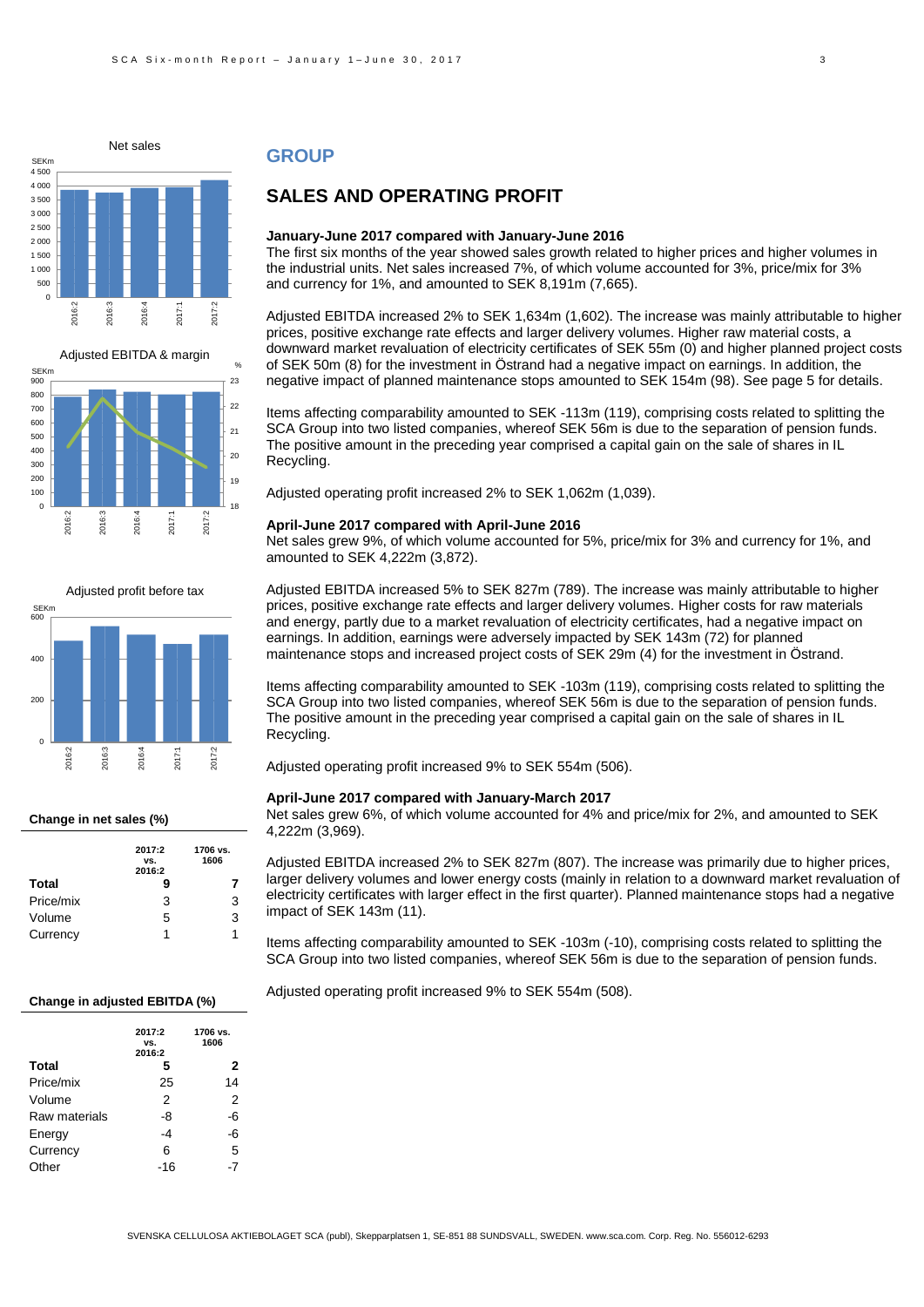Net sales

Adjusted EBITDA & margin

Adjusted profit before tax

**Change in net sales (%)**

| | 2017:2 vs. 2016:2 | 1706 vs. 1606 |
|---|---|---|
| **Total** | **9** | **7** |
| Price/mix | 3 | 3 |
| Volume | 5 | 3 |
| Currency | 1 | 1 |

**Change in adjusted EBITDA (%)**

| | 2017:2 vs. 2016:2 | 1706 vs. 1606 |
|---|---|---|
| **Total** | **5** | **2** |
| Price/mix | 25 | 14 |
| Volume | 2 | 2 |
| Raw materials | -8 | -6 |
| Energy | -4 | -6 |
| Currency | 6 | 5 |
| Other | -16 | -7 |

# GROUP

## SALES AND OPERATING PROFIT

### January-June 2017 compared with January-June 2016

The first six months of the year showed sales growth related to higher prices and higher volumes in the industrial units. Net sales increased 7%, of which volume accounted for 3%, price/mix for 3% and currency for 1%, and amounted to SEK 8,191m (7,665).

Adjusted EBITDA increased 2% to SEK 1,634m (1,602). The increase was mainly attributable to higher prices, positive exchange rate effects and larger delivery volumes. Higher raw material costs, a downward market revaluation of electricity certificates of SEK 55m (0) and higher planned project costs of SEK 50m (8) for the investment in Östrand had a negative impact on earnings. In addition, the negative impact of planned maintenance stops amounted to SEK 154m (98). See page 5 for details.

Items affecting comparability amounted to SEK -113m (119), comprising costs related to splitting the SCA Group into two listed companies, whereof SEK 56m is due to the separation of pension funds. The positive amount in the preceding year comprised a capital gain on the sale of shares in IL Recycling.

Adjusted operating profit increased 2% to SEK 1,062m (1,039).

### April-June 2017 compared with April-June 2016

Net sales grew 9%, of which volume accounted for 5%, price/mix for 3% and currency for 1%, and amounted to SEK 4,222m (3,872).

Adjusted EBITDA increased 5% to SEK 827m (789). The increase was mainly attributable to higher prices, positive exchange rate effects and larger delivery volumes. Higher costs for raw materials and energy, partly due to a market revaluation of electricity certificates, had a negative impact on earnings. In addition, earnings were adversely impacted by SEK 143m (72) for planned maintenance stops and increased project costs of SEK 29m (4) for the investment in Östrand.

Items affecting comparability amounted to SEK -103m (119), comprising costs related to splitting the SCA Group into two listed companies, whereof SEK 56m is due to the separation of pension funds. The positive amount in the preceding year comprised a capital gain on the sale of shares in IL Recycling.

Adjusted operating profit increased 9% to SEK 554m (506).

### April-June 2017 compared with January-March 2017

Net sales grew 6%, of which volume accounted for 4% and price/mix for 2%, and amounted to SEK 4,222m (3,969).

Adjusted EBITDA increased 2% to SEK 827m (807). The increase was primarily due to higher prices, larger delivery volumes and lower energy costs (mainly in relation to a downward market revaluation of electricity certificates with larger effect in the first quarter). Planned maintenance stops had a negative impact of SEK 143m (11).

Items affecting comparability amounted to SEK -103m (-10), comprising costs related to splitting the SCA Group into two listed companies, whereof SEK 56m is due to the separation of pension funds.

Adjusted operating profit increased 9% to SEK 554m (508).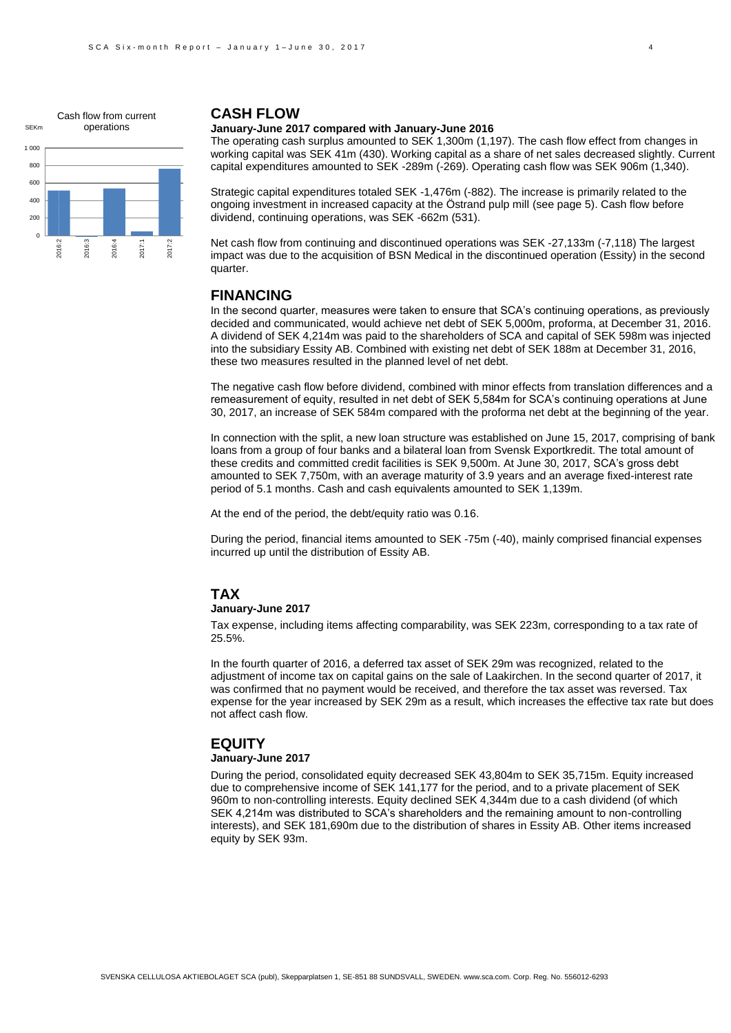Cash flow from current operations

SEKm

## CASH FLOW

**January-June 2017 compared with January-June 2016**

The operating cash surplus amounted to SEK 1,300m (1,197). The cash flow effect from changes in working capital was SEK 41m (430). Working capital as a share of net sales decreased slightly. Current capital expenditures amounted to SEK -289m (-269). Operating cash flow was SEK 906m (1,340).

Strategic capital expenditures totaled SEK -1,476m (-882). The increase is primarily related to the ongoing investment in increased capacity at the Östrand pulp mill (see page 5). Cash flow before dividend, continuing operations, was SEK -662m (531).

Net cash flow from continuing and discontinued operations was SEK -27,133m (-7,118) The largest impact was due to the acquisition of BSN Medical in the discontinued operation (Essity) in the second quarter.

## FINANCING

In the second quarter, measures were taken to ensure that SCA's continuing operations, as previously decided and communicated, would achieve net debt of SEK 5,000m, proforma, at December 31, 2016. A dividend of SEK 4,214m was paid to the shareholders of SCA and capital of SEK 598m was injected into the subsidiary Essity AB. Combined with existing net debt of SEK 188m at December 31, 2016, these two measures resulted in the planned level of net debt.

The negative cash flow before dividend, combined with minor effects from translation differences and a remeasurement of equity, resulted in net debt of SEK 5,584m for SCA's continuing operations at June 30, 2017, an increase of SEK 584m compared with the proforma net debt at the beginning of the year.

In connection with the split, a new loan structure was established on June 15, 2017, comprising of bank loans from a group of four banks and a bilateral loan from Svensk Exportkredit. The total amount of these credits and committed credit facilities is SEK 9,500m. At June 30, 2017, SCA's gross debt amounted to SEK 7,750m, with an average maturity of 3.9 years and an average fixed-interest rate period of 5.1 months. Cash and cash equivalents amounted to SEK 1,139m.

At the end of the period, the debt/equity ratio was 0.16.

During the period, financial items amounted to SEK -75m (-40), mainly comprised financial expenses incurred up until the distribution of Essity AB.

## TAX

**January-June 2017**

Tax expense, including items affecting comparability, was SEK 223m, corresponding to a tax rate of 25.5%.

In the fourth quarter of 2016, a deferred tax asset of SEK 29m was recognized, related to the adjustment of income tax on capital gains on the sale of Laakirchen. In the second quarter of 2017, it was confirmed that no payment would be received, and therefore the tax asset was reversed. Tax expense for the year increased by SEK 29m as a result, which increases the effective tax rate but does not affect cash flow.

## EQUITY

**January-June 2017**

During the period, consolidated equity decreased SEK 43,804m to SEK 35,715m. Equity increased due to comprehensive income of SEK 141,177 for the period, and to a private placement of SEK 960m to non-controlling interests. Equity declined SEK 4,344m due to a cash dividend (of which SEK 4,214m was distributed to SCA's shareholders and the remaining amount to non-controlling interests), and SEK 181,690m due to the distribution of shares in Essity AB. Other items increased equity by SEK 93m.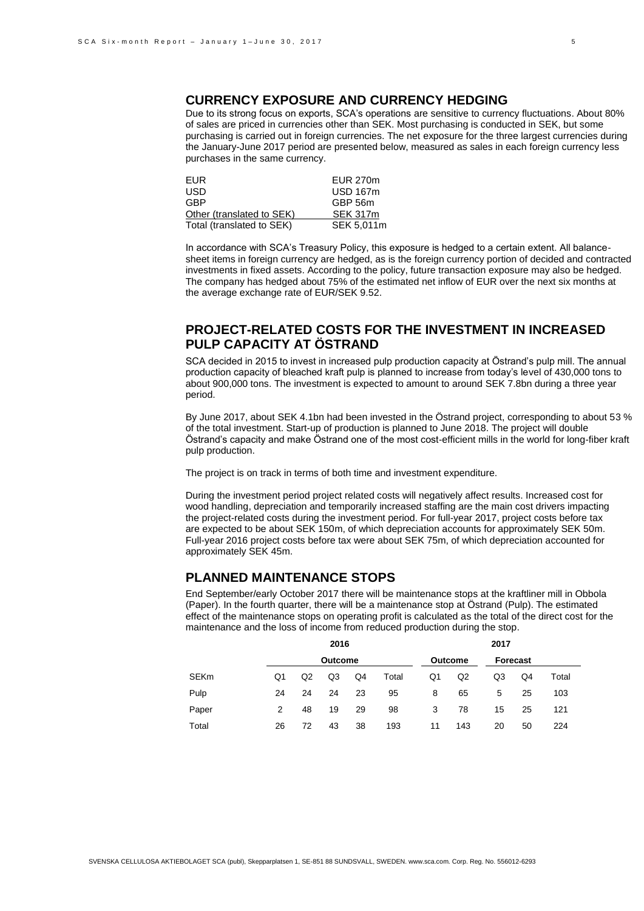## CURRENCY EXPOSURE AND CURRENCY HEDGING

Due to its strong focus on exports, SCA's operations are sensitive to currency fluctuations. About 80% of sales are priced in currencies other than SEK. Most purchasing is conducted in SEK, but some purchasing is carried out in foreign currencies. The net exposure for the three largest currencies during the January-June 2017 period are presented below, measured as sales in each foreign currency less purchases in the same currency.

| | |
|---|---|
| EUR | EUR 270m |
| USD | USD 167m |
| GBP | GBP 56m |
| Other (translated to SEK) | SEK 317m |
| Total (translated to SEK) | SEK 5,011m |

In accordance with SCA's Treasury Policy, this exposure is hedged to a certain extent. All balance-sheet items in foreign currency are hedged, as is the foreign currency portion of decided and contracted investments in fixed assets. According to the policy, future transaction exposure may also be hedged. The company has hedged about 75% of the estimated net inflow of EUR over the next six months at the average exchange rate of EUR/SEK 9.52.

## PROJECT-RELATED COSTS FOR THE INVESTMENT IN INCREASED PULP CAPACITY AT ÖSTRAND

SCA decided in 2015 to invest in increased pulp production capacity at Östrand's pulp mill. The annual production capacity of bleached kraft pulp is planned to increase from today's level of 430,000 tons to about 900,000 tons. The investment is expected to amount to around SEK 7.8bn during a three year period.

By June 2017, about SEK 4.1bn had been invested in the Östrand project, corresponding to about 53 % of the total investment. Start-up of production is planned to June 2018. The project will double Östrand's capacity and make Östrand one of the most cost-efficient mills in the world for long-fiber kraft pulp production.

The project is on track in terms of both time and investment expenditure.

During the investment period project related costs will negatively affect results. Increased cost for wood handling, depreciation and temporarily increased staffing are the main cost drivers impacting the project-related costs during the investment period. For full-year 2017, project costs before tax are expected to be about SEK 150m, of which depreciation accounts for approximately SEK 50m. Full-year 2016 project costs before tax were about SEK 75m, of which depreciation accounted for approximately SEK 45m.

## PLANNED MAINTENANCE STOPS

End September/early October 2017 there will be maintenance stops at the kraftliner mill in Obbola (Paper). In the fourth quarter, there will be a maintenance stop at Östrand (Pulp). The estimated effect of the maintenance stops on operating profit is calculated as the total of the direct cost for the maintenance and the loss of income from reduced production during the stop.

| | 2016 | | | | | 2017 | | | | |
|---|---|---|---|---|---|---|---|---|---|---|
| | Outcome | | | | | Outcome | | Forecast | | |
| SEKm | Q1 | Q2 | Q3 | Q4 | Total | Q1 | Q2 | Q3 | Q4 | Total |
| Pulp | 24 | 24 | 24 | 23 | 95 | 8 | 65 | 5 | 25 | 103 |
| Paper | 2 | 48 | 19 | 29 | 98 | 3 | 78 | 15 | 25 | 121 |
| Total | 26 | 72 | 43 | 38 | 193 | 11 | 143 | 20 | 50 | 224 |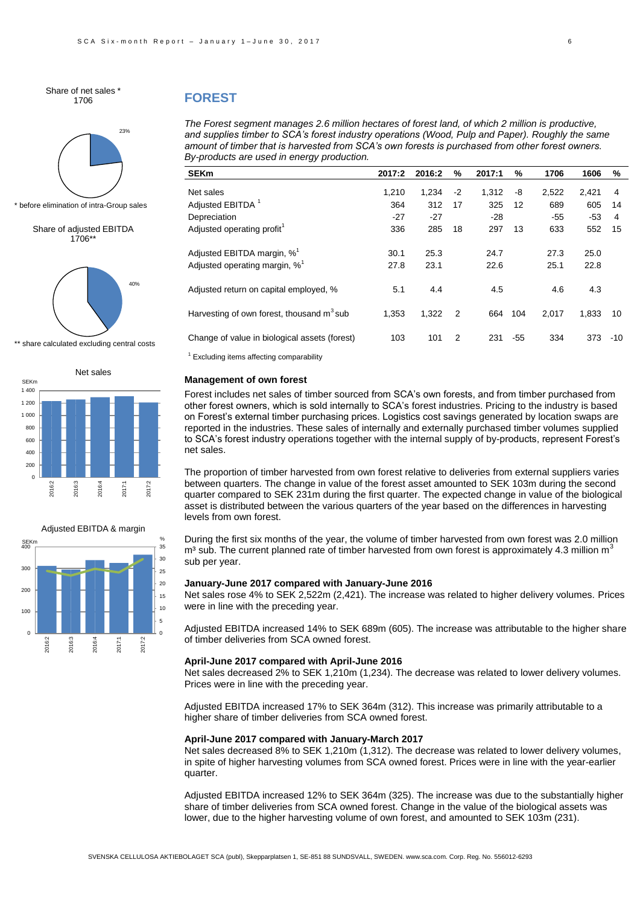Share of net sales *
1706

23%

* before elimination of intra-Group sales

Share of adjusted EBITDA
1706**

40%

** share calculated excluding central costs

## FOREST

*The Forest segment manages 2.6 million hectares of forest land, of which 2 million is productive, and supplies timber to SCA's forest industry operations (Wood, Pulp and Paper). Roughly the same amount of timber that is harvested from SCA's own forests is purchased from other forest owners. By-products are used in energy production.*

| SEKm | 2017:2 | 2016:2 | % | 2017:1 | % | 1706 | 1606 | % |
|---|---|---|---|---|---|---|---|---|
| Net sales | 1,210 | 1,234 | -2 | 1,312 | -8 | 2,522 | 2,421 | 4 |
| Adjusted EBITDA [1] | 364 | 312 | 17 | 325 | 12 | 689 | 605 | 14 |
| Depreciation | -27 | -27 | | -28 | | -55 | -53 | 4 |
| Adjusted operating profit[1] | 336 | 285 | 18 | 297 | 13 | 633 | 552 | 15 |
| Adjusted EBITDA margin, %[1] | 30.1 | 25.3 | | 24.7 | | 27.3 | 25.0 | |
| Adjusted operating margin, %[1] | 27.8 | 23.1 | | 22.6 | | 25.1 | 22.8 | |
| Adjusted return on capital employed, % | 5.1 | 4.4 | | 4.5 | | 4.6 | 4.3 | |
| Harvesting of own forest, thousand $m^3$ sub | 1,353 | 1,322 | 2 | 664 | 104 | 2,017 | 1,833 | 10 |
| Change of value in biological assets (forest) | 103 | 101 | 2 | 231 | -55 | 334 | 373 | -10 |

[1] Excluding items affecting comparability

### Management of own forest

Forest includes net sales of timber sourced from SCA's own forests, and from timber purchased from other forest owners, which is sold internally to SCA's forest industries. Pricing to the industry is based on Forest's external timber purchasing prices. Logistics cost savings generated by location swaps are reported in the industries. These sales of internally and externally purchased timber volumes supplied to SCA's forest industry operations together with the internal supply of by-products, represent Forest's net sales.

The proportion of timber harvested from own forest relative to deliveries from external suppliers varies between quarters. The change in value of the forest asset amounted to SEK 103m during the second quarter compared to SEK 231m during the first quarter. The expected change in value of the biological asset is distributed between the various quarters of the year based on the differences in harvesting levels from own forest.

During the first six months of the year, the volume of timber harvested from own forest was 2.0 million $m^3$ sub. The current planned rate of timber harvested from own forest is approximately 4.3 million $m^3$ sub per year.

### January-June 2017 compared with January-June 2016

Net sales rose 4% to SEK 2,522m (2,421). The increase was related to higher delivery volumes. Prices were in line with the preceding year.

Adjusted EBITDA increased 14% to SEK 689m (605). The increase was attributable to the higher share of timber deliveries from SCA owned forest.

### April-June 2017 compared with April-June 2016

Net sales decreased 2% to SEK 1,210m (1,234). The decrease was related to lower delivery volumes. Prices were in line with the preceding year.

Adjusted EBITDA increased 17% to SEK 364m (312). This increase was primarily attributable to a higher share of timber deliveries from SCA owned forest.

### April-June 2017 compared with January-March 2017

Net sales decreased 8% to SEK 1,210m (1,312). The decrease was related to lower delivery volumes, in spite of higher harvesting volumes from SCA owned forest. Prices were in line with the year-earlier quarter.

Adjusted EBITDA increased 12% to SEK 364m (325). The increase was due to the substantially higher share of timber deliveries from SCA owned forest. Change in the value of the biological assets was lower, due to the higher harvesting volume of own forest, and amounted to SEK 103m (231).

Net sales

Adjusted EBITDA & margin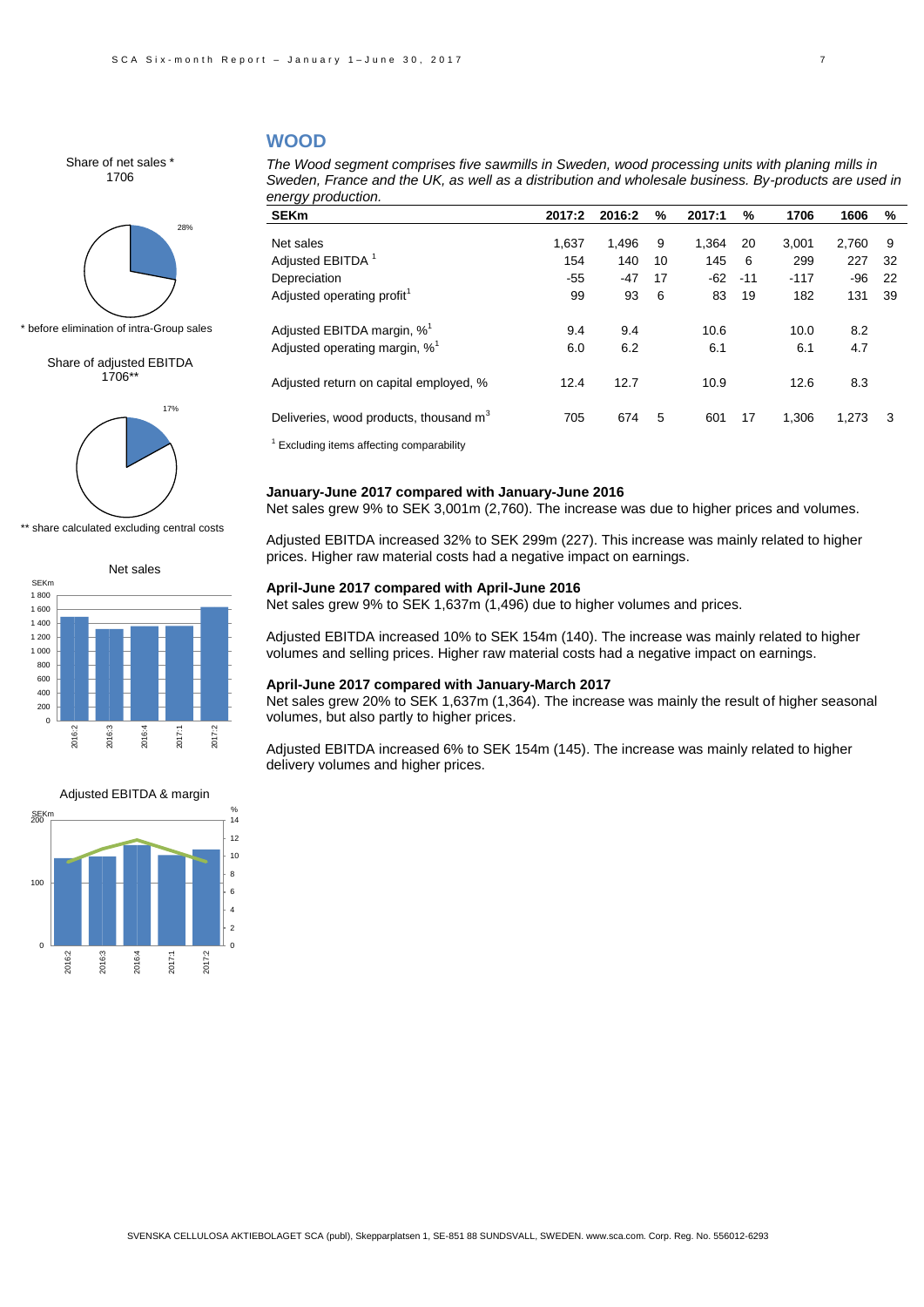## WOOD

*The Wood segment comprises five sawmills in Sweden, wood processing units with planing mills in Sweden, France and the UK, as well as a distribution and wholesale business. By-products are used in energy production.*

| SEKm | 2017:2 | 2016:2 | % | 2017:1 | % | 1706 | 1606 | % |
|---|---|---|---|---|---|---|---|---|
| Net sales | 1,637 | 1,496 | 9 | 1,364 | 20 | 3,001 | 2,760 | 9 |
| Adjusted EBITDA [1] | 154 | 140 | 10 | 145 | 6 | 299 | 227 | 32 |
| Depreciation | -55 | -47 | 17 | -62 | -11 | -117 | -96 | 22 |
| Adjusted operating profit[1] | 99 | 93 | 6 | 83 | 19 | 182 | 131 | 39 |
| Adjusted EBITDA margin, %[1] | 9.4 | 9.4 | | 10.6 | | 10.0 | 8.2 | |
| Adjusted operating margin, %[1] | 6.0 | 6.2 | | 6.1 | | 6.1 | 4.7 | |
| Adjusted return on capital employed, % | 12.4 | 12.7 | | 10.9 | | 12.6 | 8.3 | |
| Deliveries, wood products, thousand $m^3$ | 705 | 674 | 5 | 601 | 17 | 1,306 | 1,273 | 3 |

[1] Excluding items affecting comparability

Share of net sales *
1706

28%

* before elimination of intra-Group sales

Share of adjusted EBITDA
1706**

17%

** share calculated excluding central costs

Net sales

Adjusted EBITDA & margin

**January-June 2017 compared with January-June 2016**

Net sales grew 9% to SEK 3,001m (2,760). The increase was due to higher prices and volumes.

Adjusted EBITDA increased 32% to SEK 299m (227). This increase was mainly related to higher prices. Higher raw material costs had a negative impact on earnings.

**April-June 2017 compared with April-June 2016**

Net sales grew 9% to SEK 1,637m (1,496) due to higher volumes and prices.

Adjusted EBITDA increased 10% to SEK 154m (140). The increase was mainly related to higher volumes and selling prices. Higher raw material costs had a negative impact on earnings.

**April-June 2017 compared with January-March 2017**

Net sales grew 20% to SEK 1,637m (1,364). The increase was mainly the result of higher seasonal volumes, but also partly to higher prices.

Adjusted EBITDA increased 6% to SEK 154m (145). The increase was mainly related to higher delivery volumes and higher prices.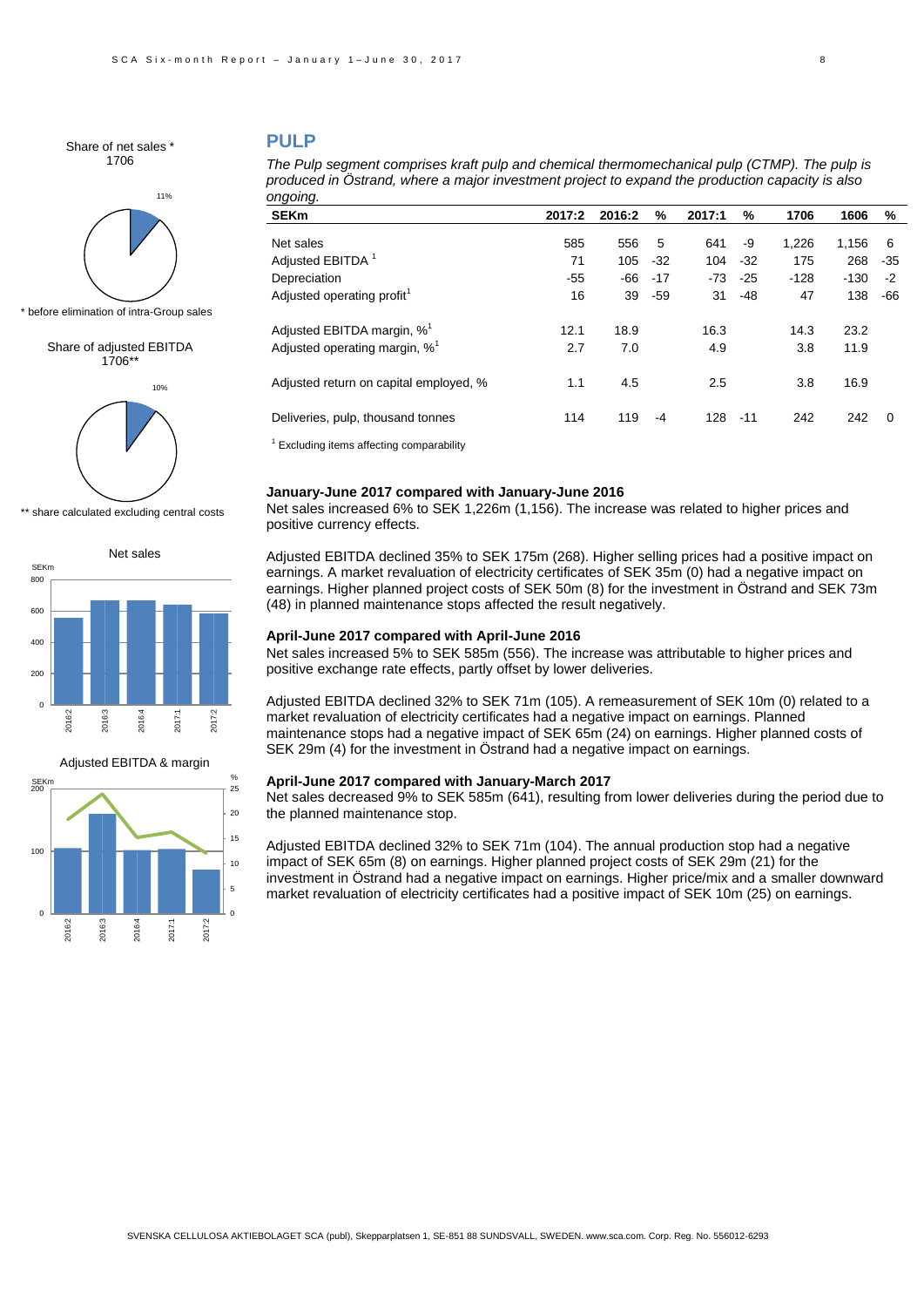Share of net sales *
1706

11%

* before elimination of intra-Group sales

Share of adjusted EBITDA
1706**

10%

** share calculated excluding central costs

## PULP

*The Pulp segment comprises kraft pulp and chemical thermomechanical pulp (CTMP). The pulp is produced in Östrand, where a major investment project to expand the production capacity is also ongoing.*

| SEKm | 2017:2 | 2016:2 | % | 2017:1 | % | 1706 | 1606 | % |
|---|---|---|---|---|---|---|---|---|
| Net sales | 585 | 556 | 5 | 641 | -9 | 1,226 | 1,156 | 6 |
| Adjusted EBITDA [1] | 71 | 105 | -32 | 104 | -32 | 175 | 268 | -35 |
| Depreciation | -55 | -66 | -17 | -73 | -25 | -128 | -130 | -2 |
| Adjusted operating profit[1] | 16 | 39 | -59 | 31 | -48 | 47 | 138 | -66 |
| Adjusted EBITDA margin, %[1] | 12.1 | 18.9 | | 16.3 | | 14.3 | 23.2 | |
| Adjusted operating margin, %[1] | 2.7 | 7.0 | | 4.9 | | 3.8 | 11.9 | |
| Adjusted return on capital employed, % | 1.1 | 4.5 | | 2.5 | | 3.8 | 16.9 | |
| Deliveries, pulp, thousand tonnes | 114 | 119 | -4 | 128 | -11 | 242 | 242 | 0 |

[1] Excluding items affecting comparability

### January-June 2017 compared with January-June 2016

Net sales increased 6% to SEK 1,226m (1,156). The increase was related to higher prices and positive currency effects.

Adjusted EBITDA declined 35% to SEK 175m (268). Higher selling prices had a positive impact on earnings. A market revaluation of electricity certificates of SEK 35m (0) had a negative impact on earnings. Higher planned project costs of SEK 50m (8) for the investment in Östrand and SEK 73m (48) in planned maintenance stops affected the result negatively.

### April-June 2017 compared with April-June 2016

Net sales increased 5% to SEK 585m (556). The increase was attributable to higher prices and positive exchange rate effects, partly offset by lower deliveries.

Adjusted EBITDA declined 32% to SEK 71m (105). A remeasurement of SEK 10m (0) related to a market revaluation of electricity certificates had a negative impact on earnings. Planned maintenance stops had a negative impact of SEK 65m (24) on earnings. Higher planned costs of SEK 29m (4) for the investment in Östrand had a negative impact on earnings.

### April-June 2017 compared with January-March 2017

Net sales decreased 9% to SEK 585m (641), resulting from lower deliveries during the period due to the planned maintenance stop.

Adjusted EBITDA declined 32% to SEK 71m (104). The annual production stop had a negative impact of SEK 65m (8) on earnings. Higher planned project costs of SEK 29m (21) for the investment in Östrand had a negative impact on earnings. Higher price/mix and a smaller downward market revaluation of electricity certificates had a positive impact of SEK 10m (25) on earnings.

Net sales

Adjusted EBITDA & margin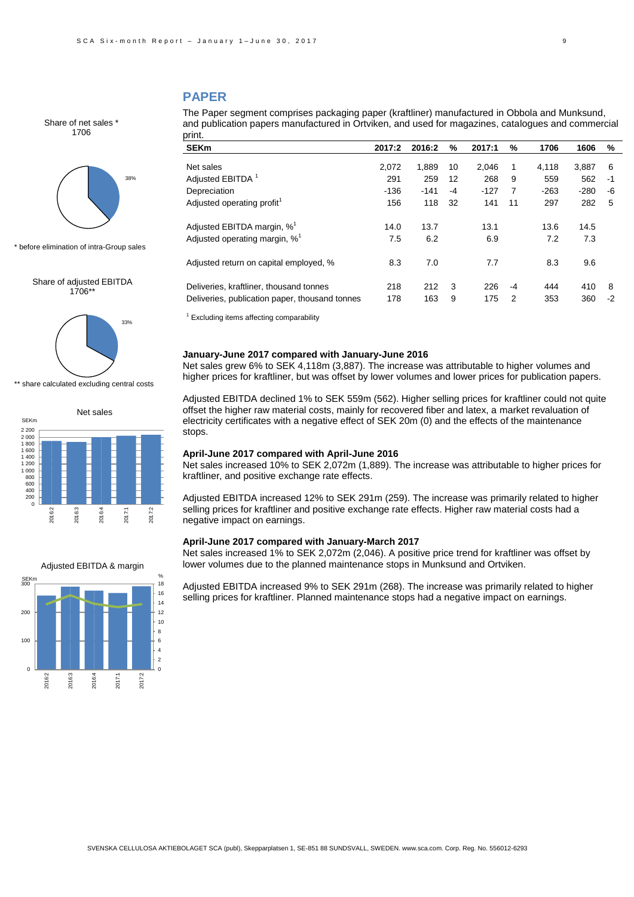## PAPER

The Paper segment comprises packaging paper (kraftliner) manufactured in Obbola and Munksund, and publication papers manufactured in Ortviken, and used for magazines, catalogues and commercial print.

| SEKm | 2017:2 | 2016:2 | % | 2017:1 | % | 1706 | 1606 | % |
|---|---|---|---|---|---|---|---|---|
| Net sales | 2,072 | 1,889 | 10 | 2,046 | 1 | 4,118 | 3,887 | 6 |
| Adjusted EBITDA [1] | 291 | 259 | 12 | 268 | 9 | 559 | 562 | -1 |
| Depreciation | -136 | -141 | -4 | -127 | 7 | -263 | -280 | -6 |
| Adjusted operating profit[1] | 156 | 118 | 32 | 141 | 11 | 297 | 282 | 5 |
| Adjusted EBITDA margin, %[1] | 14.0 | 13.7 | | 13.1 | | 13.6 | 14.5 | |
| Adjusted operating margin, %[1] | 7.5 | 6.2 | | 6.9 | | 7.2 | 7.3 | |
| Adjusted return on capital employed, % | 8.3 | 7.0 | | 7.7 | | 8.3 | 9.6 | |
| Deliveries, kraftliner, thousand tonnes | 218 | 212 | 3 | 226 | -4 | 444 | 410 | 8 |
| Deliveries, publication paper, thousand tonnes | 178 | 163 | 9 | 175 | 2 | 353 | 360 | -2 |

[1] Excluding items affecting comparability

Share of net sales *
1706

38%

\* before elimination of intra-Group sales

Share of adjusted EBITDA
1706**

33%

\** share calculated excluding central costs

Net sales

Adjusted EBITDA & margin

### January-June 2017 compared with January-June 2016

Net sales grew 6% to SEK 4,118m (3,887). The increase was attributable to higher volumes and higher prices for kraftliner, but was offset by lower volumes and lower prices for publication papers.

Adjusted EBITDA declined 1% to SEK 559m (562). Higher selling prices for kraftliner could not quite offset the higher raw material costs, mainly for recovered fiber and latex, a market revaluation of electricity certificates with a negative effect of SEK 20m (0) and the effects of the maintenance stops.

### April-June 2017 compared with April-June 2016

Net sales increased 10% to SEK 2,072m (1,889). The increase was attributable to higher prices for kraftliner, and positive exchange rate effects.

Adjusted EBITDA increased 12% to SEK 291m (259). The increase was primarily related to higher selling prices for kraftliner and positive exchange rate effects. Higher raw material costs had a negative impact on earnings.

### April-June 2017 compared with January-March 2017

Net sales increased 1% to SEK 2,072m (2,046). A positive price trend for kraftliner was offset by lower volumes due to the planned maintenance stops in Munksund and Ortviken.

Adjusted EBITDA increased 9% to SEK 291m (268). The increase was primarily related to higher selling prices for kraftliner. Planned maintenance stops had a negative impact on earnings.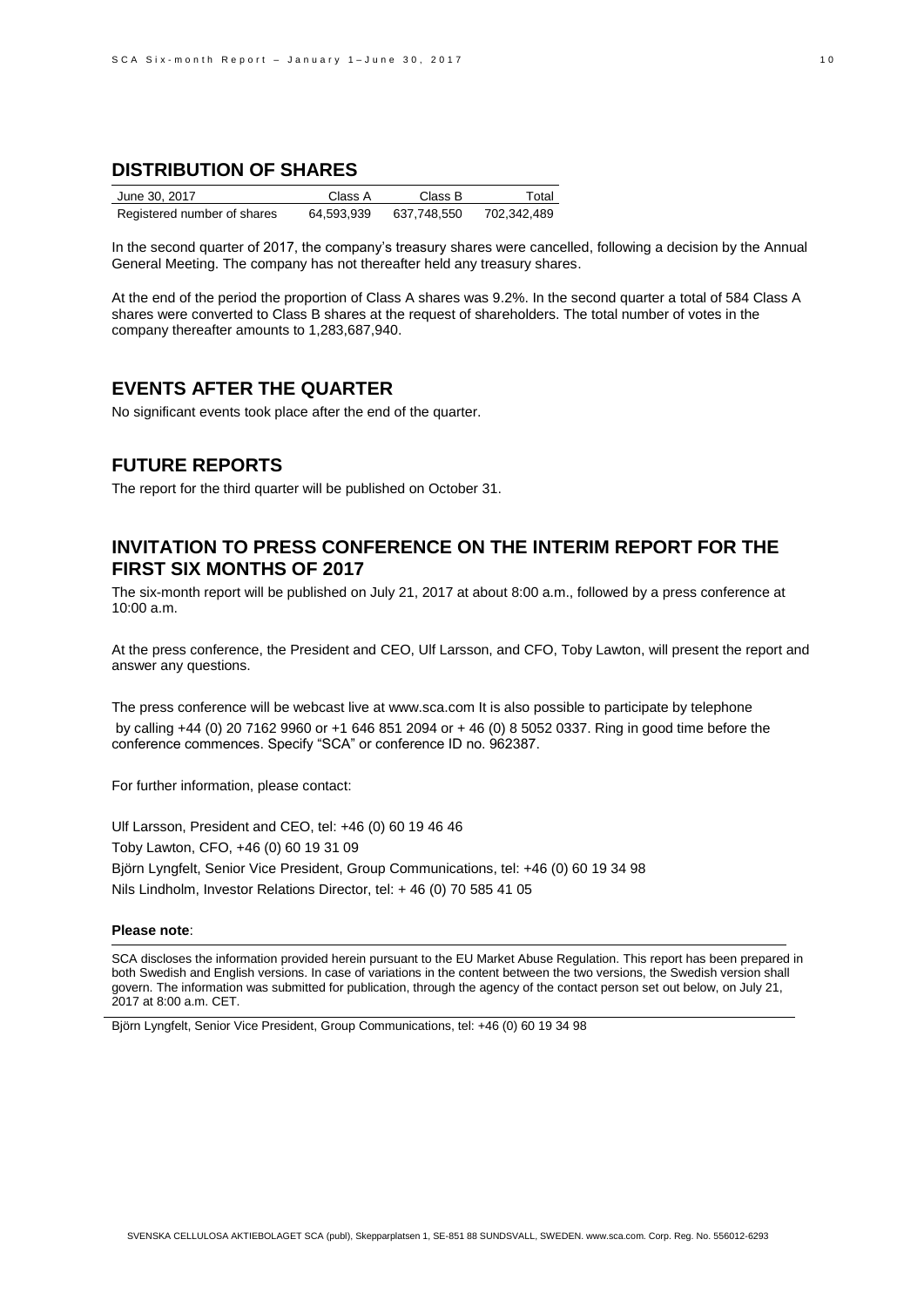## DISTRIBUTION OF SHARES

| June 30, 2017 | Class A | Class B | Total |
|---|---|---|---|
| Registered number of shares | 64,593,939 | 637,748,550 | 702,342,489 |

In the second quarter of 2017, the company's treasury shares were cancelled, following a decision by the Annual General Meeting. The company has not thereafter held any treasury shares.

At the end of the period the proportion of Class A shares was 9.2%. In the second quarter a total of 584 Class A shares were converted to Class B shares at the request of shareholders. The total number of votes in the company thereafter amounts to 1,283,687,940.

## EVENTS AFTER THE QUARTER

No significant events took place after the end of the quarter.

## FUTURE REPORTS

The report for the third quarter will be published on October 31.

## INVITATION TO PRESS CONFERENCE ON THE INTERIM REPORT FOR THE FIRST SIX MONTHS OF 2017

The six-month report will be published on July 21, 2017 at about 8:00 a.m., followed by a press conference at 10:00 a.m.

At the press conference, the President and CEO, Ulf Larsson, and CFO, Toby Lawton, will present the report and answer any questions.

The press conference will be webcast live at www.sca.com It is also possible to participate by telephone by calling +44 (0) 20 7162 9960 or +1 646 851 2094 or + 46 (0) 8 5052 0337. Ring in good time before the conference commences. Specify "SCA" or conference ID no. 962387.

For further information, please contact:

Ulf Larsson, President and CEO, tel: +46 (0) 60 19 46 46

Toby Lawton, CFO, +46 (0) 60 19 31 09

Björn Lyngfelt, Senior Vice President, Group Communications, tel: +46 (0) 60 19 34 98

Nils Lindholm, Investor Relations Director, tel: + 46 (0) 70 585 41 05

**Please note**:

SCA discloses the information provided herein pursuant to the EU Market Abuse Regulation. This report has been prepared in both Swedish and English versions. In case of variations in the content between the two versions, the Swedish version shall govern. The information was submitted for publication, through the agency of the contact person set out below, on July 21, 2017 at 8:00 a.m. CET.

Björn Lyngfelt, Senior Vice President, Group Communications, tel: +46 (0) 60 19 34 98

SVENSKA CELLULOSA AKTIEBOLAGET SCA (publ), Skepparplatsen 1, SE-851 88 SUNDSVALL, SWEDEN. www.sca.com. Corp. Reg. No. 556012-6293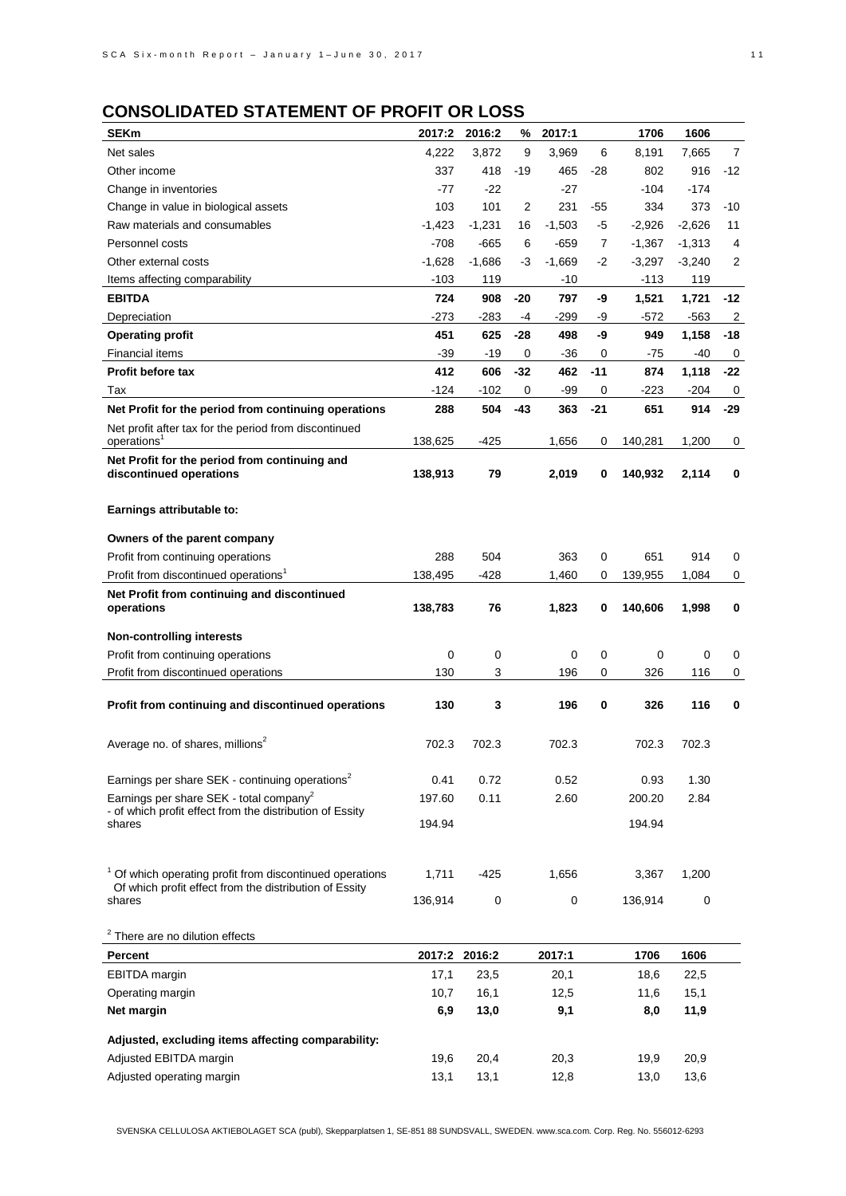## CONSOLIDATED STATEMENT OF PROFIT OR LOSS

| SEKm | 2017:2 | 2016:2 | % | 2017:1 | | 1706 | 1606 | |
|---|---|---|---|---|---|---|---|---|
| Net sales | 4,222 | 3,872 | 9 | 3,969 | 6 | 8,191 | 7,665 | 7 |
| Other income | 337 | 418 | -19 | 465 | -28 | 802 | 916 | -12 |
| Change in inventories | -77 | -22 | | -27 | | -104 | -174 | |
| Change in value in biological assets | 103 | 101 | 2 | 231 | -55 | 334 | 373 | -10 |
| Raw materials and consumables | -1,423 | -1,231 | 16 | -1,503 | -5 | -2,926 | -2,626 | 11 |
| Personnel costs | -708 | -665 | 6 | -659 | 7 | -1,367 | -1,313 | 4 |
| Other external costs | -1,628 | -1,686 | -3 | -1,669 | -2 | -3,297 | -3,240 | 2 |
| Items affecting comparability | -103 | 119 | | -10 | | -113 | 119 | |
| **EBITDA** | **724** | **908** | **-20** | **797** | **-9** | **1,521** | **1,721** | **-12** |
| Depreciation | -273 | -283 | -4 | -299 | -9 | -572 | -563 | 2 |
| **Operating profit** | **451** | **625** | **-28** | **498** | **-9** | **949** | **1,158** | **-18** |
| Financial items | -39 | -19 | 0 | -36 | 0 | -75 | -40 | 0 |
| **Profit before tax** | **412** | **606** | **-32** | **462** | **-11** | **874** | **1,118** | **-22** |
| Tax | -124 | -102 | 0 | -99 | 0 | -223 | -204 | 0 |
| **Net Profit for the period from continuing operations** | **288** | **504** | **-43** | **363** | **-21** | **651** | **914** | **-29** |
| Net profit after tax for the period from discontinued operations[1] | 138,625 | -425 | | 1,656 | 0 | 140,281 | 1,200 | 0 |
| **Net Profit for the period from continuing and discontinued operations** | **138,913** | **79** | | **2,019** | **0** | **140,932** | **2,114** | **0** |
| **Earnings attributable to:** | | | | | | | | |
| **Owners of the parent company** | | | | | | | | |
| Profit from continuing operations | 288 | 504 | | 363 | 0 | 651 | 914 | 0 |
| Profit from discontinued operations[1] | 138,495 | -428 | | 1,460 | 0 | 139,955 | 1,084 | 0 |
| **Net Profit from continuing and discontinued operations** | **138,783** | **76** | | **1,823** | **0** | **140,606** | **1,998** | **0** |
| **Non-controlling interests** | | | | | | | | |
| Profit from continuing operations | 0 | 0 | | 0 | 0 | 0 | 0 | 0 |
| Profit from discontinued operations | 130 | 3 | | 196 | 0 | 326 | 116 | 0 |
| **Profit from continuing and discontinued operations** | **130** | **3** | | **196** | **0** | **326** | **116** | **0** |
| Average no. of shares, millions[2] | 702.3 | 702.3 | | 702.3 | | 702.3 | 702.3 | |
| Earnings per share SEK - continuing operations[2] | 0.41 | 0.72 | | 0.52 | | 0.93 | 1.30 | |
| Earnings per share SEK - total company[2] | 197.60 | 0.11 | | 2.60 | | 200.20 | 2.84 | |
| - of which profit effect from the distribution of Essity shares | 194.94 | | | | | 194.94 | | |
| [1] Of which operating profit from discontinued operations | 1,711 | -425 | | 1,656 | | 3,367 | 1,200 | |
| Of which profit effect from the distribution of Essity shares | 136,914 | 0 | | 0 | | 136,914 | 0 | |

[2] There are no dilution effects

| Percent | 2017:2 | 2016:2 | 2017:1 | 1706 | 1606 |
|---|---|---|---|---|---|
| EBITDA margin | 17,1 | 23,5 | 20,1 | 18,6 | 22,5 |
| Operating margin | 10,7 | 16,1 | 12,5 | 11,6 | 15,1 |
| **Net margin** | **6,9** | **13,0** | **9,1** | **8,0** | **11,9** |
| **Adjusted, excluding items affecting comparability:** | | | | | |
| Adjusted EBITDA margin | 19,6 | 20,4 | 20,3 | 19,9 | 20,9 |
| Adjusted operating margin | 13,1 | 13,1 | 12,8 | 13,0 | 13,6 |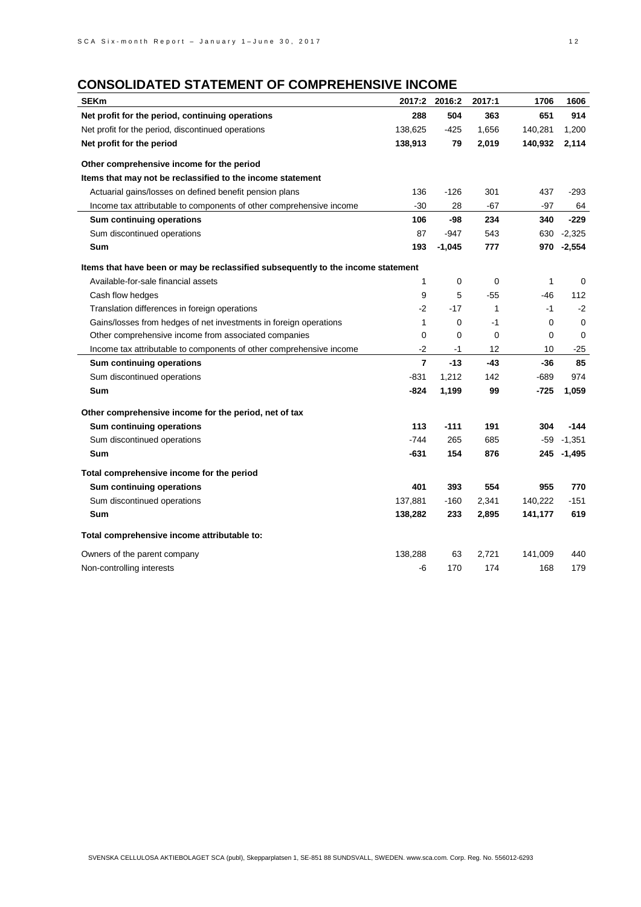## CONSOLIDATED STATEMENT OF COMPREHENSIVE INCOME

| SEKm | 2017:2 | 2016:2 | 2017:1 | 1706 | 1606 |
|---|---|---|---|---|---|
| **Net profit for the period, continuing operations** | **288** | **504** | **363** | **651** | **914** |
| Net profit for the period, discontinued operations | 138,625 | -425 | 1,656 | 140,281 | 1,200 |
| **Net profit for the period** | **138,913** | **79** | **2,019** | **140,932** | **2,114** |
| | | | | | |
| **Other comprehensive income for the period** | | | | | |
| **Items that may not be reclassified to the income statement** | | | | | |
| Actuarial gains/losses on defined benefit pension plans | 136 | -126 | 301 | 437 | -293 |
| Income tax attributable to components of other comprehensive income | -30 | 28 | -67 | -97 | 64 |
| **Sum continuing operations** | **106** | **-98** | **234** | **340** | **-229** |
| Sum discontinued operations | 87 | -947 | 543 | 630 | -2,325 |
| **Sum** | **193** | **-1,045** | **777** | **970** | **-2,554** |
| | | | | | |
| **Items that have been or may be reclassified subsequently to the income statement** | | | | | |
| Available-for-sale financial assets | 1 | 0 | 0 | 1 | 0 |
| Cash flow hedges | 9 | 5 | -55 | -46 | 112 |
| Translation differences in foreign operations | -2 | -17 | 1 | -1 | -2 |
| Gains/losses from hedges of net investments in foreign operations | 1 | 0 | -1 | 0 | 0 |
| Other comprehensive income from associated companies | 0 | 0 | 0 | 0 | 0 |
| Income tax attributable to components of other comprehensive income | -2 | -1 | 12 | 10 | -25 |
| **Sum continuing operations** | **7** | **-13** | **-43** | **-36** | **85** |
| Sum discontinued operations | -831 | 1,212 | 142 | -689 | 974 |
| **Sum** | **-824** | **1,199** | **99** | **-725** | **1,059** |
| | | | | | |
| **Other comprehensive income for the period, net of tax** | | | | | |
| **Sum continuing operations** | **113** | **-111** | **191** | **304** | **-144** |
| Sum discontinued operations | -744 | 265 | 685 | -59 | -1,351 |
| **Sum** | **-631** | **154** | **876** | **245** | **-1,495** |
| | | | | | |
| **Total comprehensive income for the period** | | | | | |
| **Sum continuing operations** | **401** | **393** | **554** | **955** | **770** |
| Sum discontinued operations | 137,881 | -160 | 2,341 | 140,222 | -151 |
| **Sum** | **138,282** | **233** | **2,895** | **141,177** | **619** |
| | | | | | |
| **Total comprehensive income attributable to:** | | | | | |
| Owners of the parent company | 138,288 | 63 | 2,721 | 141,009 | 440 |
| Non-controlling interests | -6 | 170 | 174 | 168 | 179 |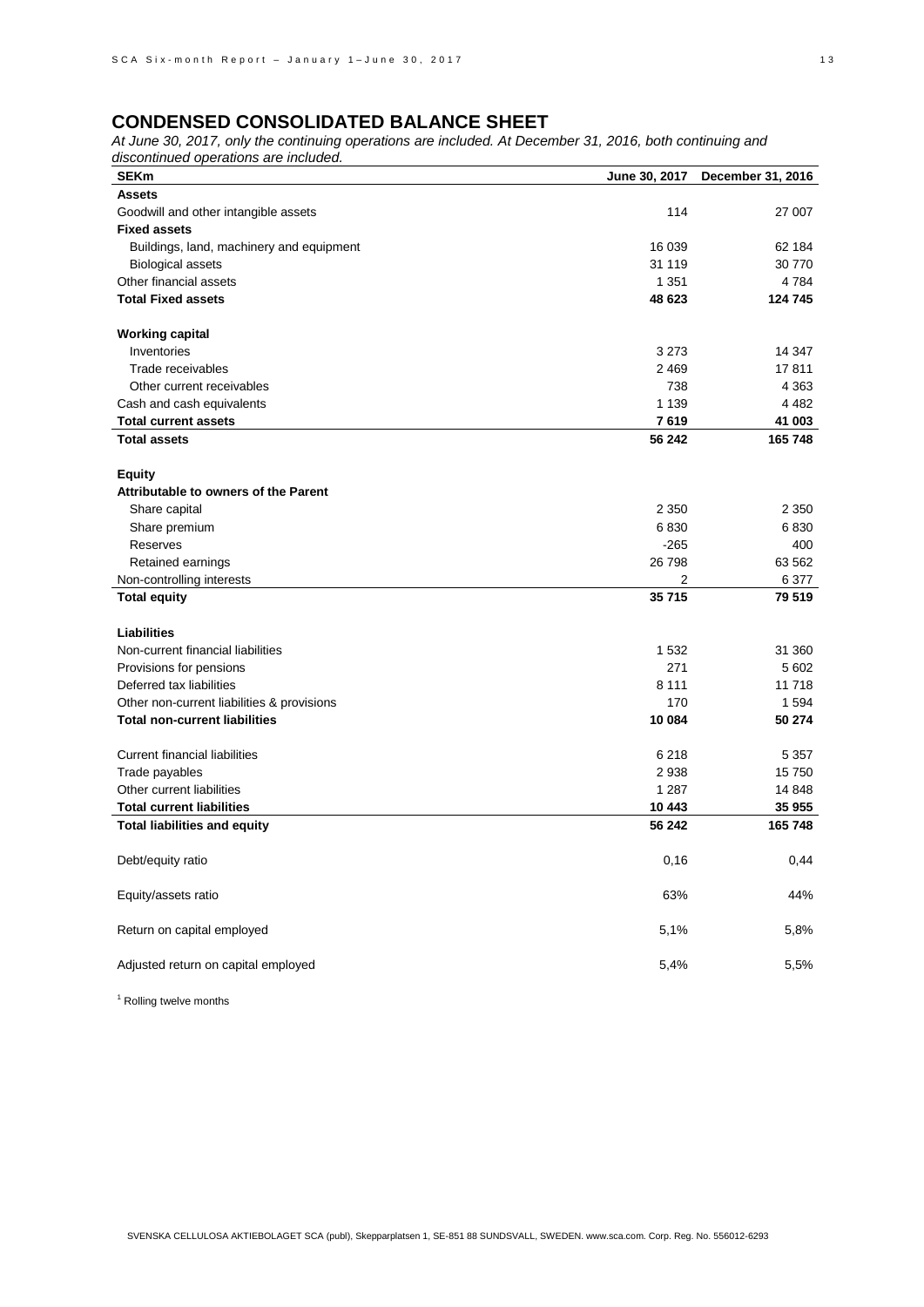## CONDENSED CONSOLIDATED BALANCE SHEET

*At June 30, 2017, only the continuing operations are included. At December 31, 2016, both continuing and discontinued operations are included.*

| SEKm | June 30, 2017 | December 31, 2016 |
|---|---|---|
| **Assets** | | |
| Goodwill and other intangible assets | 114 | 27 007 |
| **Fixed assets** | | |
| Buildings, land, machinery and equipment | 16 039 | 62 184 |
| Biological assets | 31 119 | 30 770 |
| Other financial assets | 1 351 | 4 784 |
| **Total Fixed assets** | **48 623** | **124 745** |
| | | |
| **Working capital** | | |
| Inventories | 3 273 | 14 347 |
| Trade receivables | 2 469 | 17 811 |
| Other current receivables | 738 | 4 363 |
| Cash and cash equivalents | 1 139 | 4 482 |
| **Total current assets** | **7 619** | **41 003** |
| **Total assets** | **56 242** | **165 748** |
| | | |
| **Equity** | | |
| **Attributable to owners of the Parent** | | |
| Share capital | 2 350 | 2 350 |
| Share premium | 6 830 | 6 830 |
| Reserves | -265 | 400 |
| Retained earnings | 26 798 | 63 562 |
| Non-controlling interests | 2 | 6 377 |
| **Total equity** | **35 715** | **79 519** |
| | | |
| **Liabilities** | | |
| Non-current financial liabilities | 1 532 | 31 360 |
| Provisions for pensions | 271 | 5 602 |
| Deferred tax liabilities | 8 111 | 11 718 |
| Other non-current liabilities & provisions | 170 | 1 594 |
| **Total non-current liabilities** | **10 084** | **50 274** |
| | | |
| Current financial liabilities | 6 218 | 5 357 |
| Trade payables | 2 938 | 15 750 |
| Other current liabilities | 1 287 | 14 848 |
| **Total current liabilities** | **10 443** | **35 955** |
| **Total liabilities and equity** | **56 242** | **165 748** |
| | | |
| Debt/equity ratio | 0,16 | 0,44 |
| | | |
| Equity/assets ratio | 63% | 44% |
| | | |
| Return on capital employed | 5,1% | 5,8% |
| | | |
| Adjusted return on capital employed | 5,4% | 5,5% |

[1] Rolling twelve months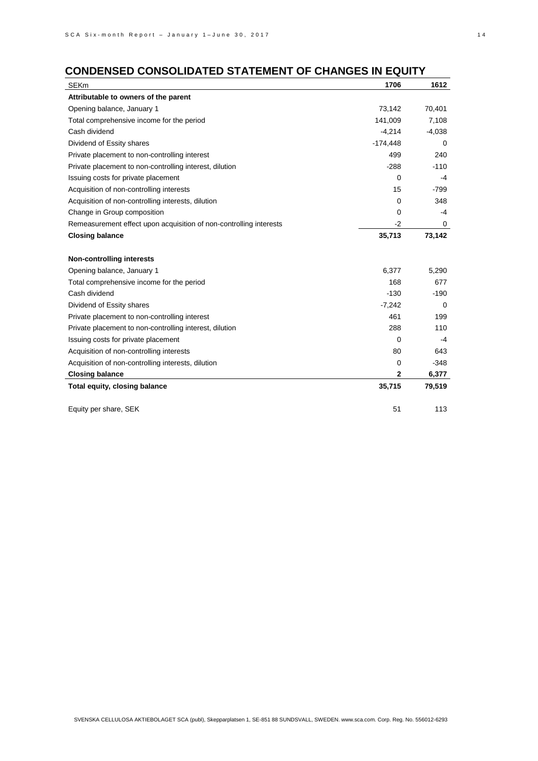## CONDENSED CONSOLIDATED STATEMENT OF CHANGES IN EQUITY

| SEKm | 1706 | 1612 |
|---|---|---|
| **Attributable to owners of the parent** | | |
| Opening balance, January 1 | 73,142 | 70,401 |
| Total comprehensive income for the period | 141,009 | 7,108 |
| Cash dividend | -4,214 | -4,038 |
| Dividend of Essity shares | -174,448 | 0 |
| Private placement to non-controlling interest | 499 | 240 |
| Private placement to non-controlling interest, dilution | -288 | -110 |
| Issuing costs for private placement | 0 | -4 |
| Acquisition of non-controlling interests | 15 | -799 |
| Acquisition of non-controlling interests, dilution | 0 | 348 |
| Change in Group composition | 0 | -4 |
| Remeasurement effect upon acquisition of non-controlling interests | -2 | 0 |
| **Closing balance** | **35,713** | **73,142** |
| | | |
| **Non-controlling interests** | | |
| Opening balance, January 1 | 6,377 | 5,290 |
| Total comprehensive income for the period | 168 | 677 |
| Cash dividend | -130 | -190 |
| Dividend of Essity shares | -7,242 | 0 |
| Private placement to non-controlling interest | 461 | 199 |
| Private placement to non-controlling interest, dilution | 288 | 110 |
| Issuing costs for private placement | 0 | -4 |
| Acquisition of non-controlling interests | 80 | 643 |
| Acquisition of non-controlling interests, dilution | 0 | -348 |
| **Closing balance** | **2** | **6,377** |
| **Total equity, closing balance** | **35,715** | **79,519** |
| | | |
| Equity per share, SEK | 51 | 113 |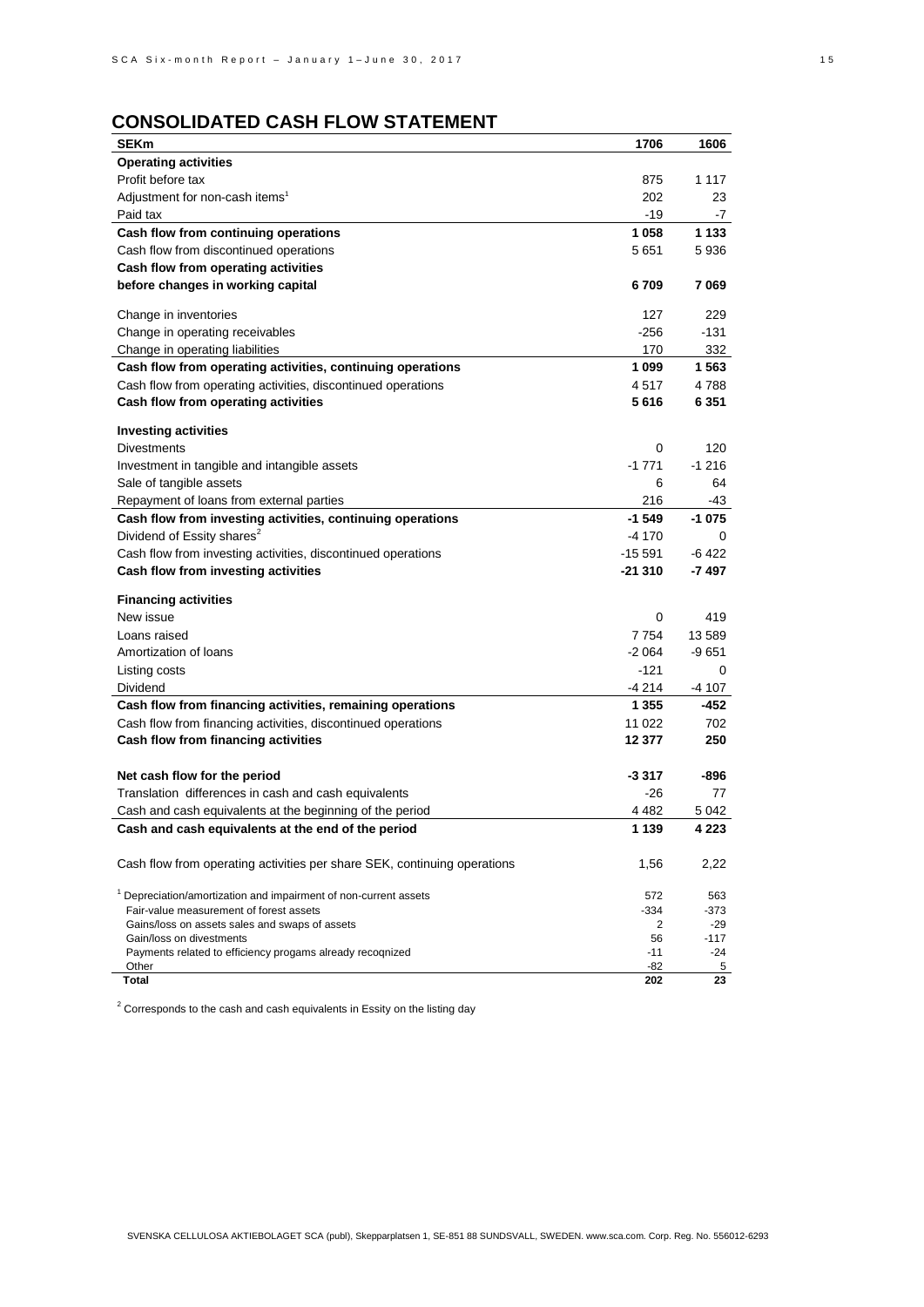## CONSOLIDATED CASH FLOW STATEMENT

| SEKm | 1706 | 1606 |
|---|---|---|
| **Operating activities** | | |
| Profit before tax | 875 | 1 117 |
| Adjustment for non-cash items[1] | 202 | 23 |
| Paid tax | -19 | -7 |
| **Cash flow from continuing operations** | **1 058** | **1 133** |
| Cash flow from discontinued operations | 5 651 | 5 936 |
| **Cash flow from operating activities before changes in working capital** | **6 709** | **7 069** |
| Change in inventories | 127 | 229 |
| Change in operating receivables | -256 | -131 |
| Change in operating liabilities | 170 | 332 |
| **Cash flow from operating activities, continuing operations** | **1 099** | **1 563** |
| Cash flow from operating activities, discontinued operations | 4 517 | 4 788 |
| **Cash flow from operating activities** | **5 616** | **6 351** |
| **Investing activities** | | |
| Divestments | 0 | 120 |
| Investment in tangible and intangible assets | -1 771 | -1 216 |
| Sale of tangible assets | 6 | 64 |
| Repayment of loans from external parties | 216 | -43 |
| **Cash flow from investing activities, continuing operations** | **-1 549** | **-1 075** |
| Dividend of Essity shares[2] | -4 170 | 0 |
| Cash flow from investing activities, discontinued operations | -15 591 | -6 422 |
| **Cash flow from investing activities** | **-21 310** | **-7 497** |
| **Financing activities** | | |
| New issue | 0 | 419 |
| Loans raised | 7 754 | 13 589 |
| Amortization of loans | -2 064 | -9 651 |
| Listing costs | -121 | 0 |
| Dividend | -4 214 | -4 107 |
| **Cash flow from financing activities, remaining operations** | **1 355** | **-452** |
| Cash flow from financing activities, discontinued operations | 11 022 | 702 |
| **Cash flow from financing activities** | **12 377** | **250** |
| **Net cash flow for the period** | **-3 317** | **-896** |
| Translation differences in cash and cash equivalents | -26 | 77 |
| Cash and cash equivalents at the beginning of the period | 4 482 | 5 042 |
| **Cash and cash equivalents at the end of the period** | **1 139** | **4 223** |
| Cash flow from operating activities per share SEK, continuing operations | 1,56 | 2,22 |

| | | |
|---|---|---|
| [1] Depreciation/amortization and impairment of non-current assets | 572 | 563 |
| Fair-value measurement of forest assets | -334 | -373 |
| Gains/loss on assets sales and swaps of assets | 2 | -29 |
| Gain/loss on divestments | 56 | -117 |
| Payments related to efficiency progams already recoqnized | -11 | -24 |
| Other | -82 | 5 |
| **Total** | **202** | **23** |

[2] Corresponds to the cash and cash equivalents in Essity on the listing day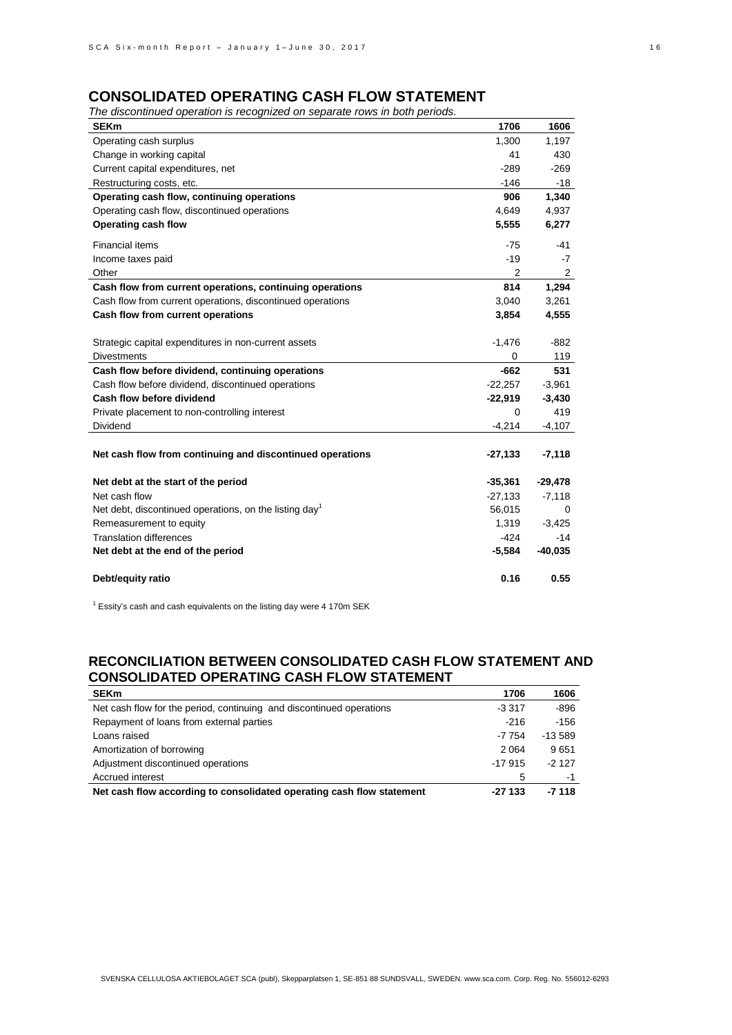## CONSOLIDATED OPERATING CASH FLOW STATEMENT

*The discontinued operation is recognized on separate rows in both periods.*

| SEKm | 1706 | 1606 |
|---|---|---|
| Operating cash surplus | 1,300 | 1,197 |
| Change in working capital | 41 | 430 |
| Current capital expenditures, net | -289 | -269 |
| Restructuring costs, etc. | -146 | -18 |
| **Operating cash flow, continuing operations** | **906** | **1,340** |
| Operating cash flow, discontinued operations | 4,649 | 4,937 |
| **Operating cash flow** | **5,555** | **6,277** |
| Financial items | -75 | -41 |
| Income taxes paid | -19 | -7 |
| Other | 2 | 2 |
| **Cash flow from current operations, continuing operations** | **814** | **1,294** |
| Cash flow from current operations, discontinued operations | 3,040 | 3,261 |
| **Cash flow from current operations** | **3,854** | **4,555** |
| Strategic capital expenditures in non-current assets | -1,476 | -882 |
| Divestments | 0 | 119 |
| **Cash flow before dividend, continuing operations** | **-662** | **531** |
| Cash flow before dividend, discontinued operations | -22,257 | -3,961 |
| **Cash flow before dividend** | **-22,919** | **-3,430** |
| Private placement to non-controlling interest | 0 | 419 |
| Dividend | -4,214 | -4,107 |
| **Net cash flow from continuing and discontinued operations** | **-27,133** | **-7,118** |
| **Net debt at the start of the period** | **-35,361** | **-29,478** |
| Net cash flow | -27,133 | -7,118 |
| Net debt, discontinued operations, on the listing day[1] | 56,015 | 0 |
| Remeasurement to equity | 1,319 | -3,425 |
| Translation differences | -424 | -14 |
| **Net debt at the end of the period** | **-5,584** | **-40,035** |
| **Debt/equity ratio** | **0.16** | **0.55** |

[1] Essity's cash and cash equivalents on the listing day were 4 170m SEK

## RECONCILIATION BETWEEN CONSOLIDATED CASH FLOW STATEMENT AND CONSOLIDATED OPERATING CASH FLOW STATEMENT

| SEKm | 1706 | 1606 |
|---|---|---|
| Net cash flow for the period, continuing and discontinued operations | -3 317 | -896 |
| Repayment of loans from external parties | -216 | -156 |
| Loans raised | -7 754 | -13 589 |
| Amortization of borrowing | 2 064 | 9 651 |
| Adjustment discontinued operations | -17 915 | -2 127 |
| Accrued interest | 5 | -1 |
| **Net cash flow according to consolidated operating cash flow statement** | **-27 133** | **-7 118** |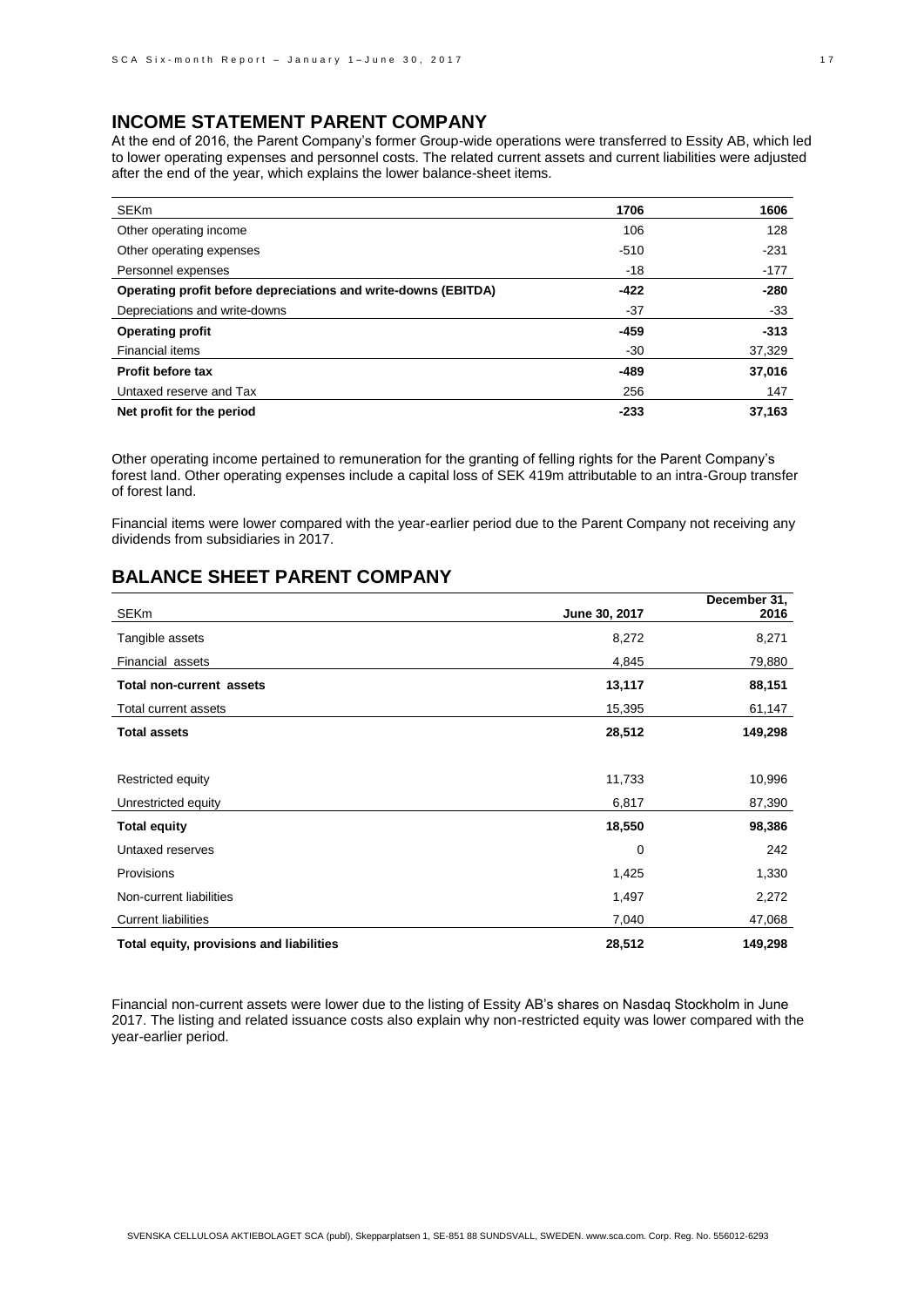## INCOME STATEMENT PARENT COMPANY

At the end of 2016, the Parent Company's former Group-wide operations were transferred to Essity AB, which led to lower operating expenses and personnel costs. The related current assets and current liabilities were adjusted after the end of the year, which explains the lower balance-sheet items.

| SEKm | 1706 | 1606 |
|---|---|---|
| Other operating income | 106 | 128 |
| Other operating expenses | -510 | -231 |
| Personnel expenses | -18 | -177 |
| **Operating profit before depreciations and write-downs (EBITDA)** | **-422** | **-280** |
| Depreciations and write-downs | -37 | -33 |
| **Operating profit** | **-459** | **-313** |
| Financial items | -30 | 37,329 |
| **Profit before tax** | **-489** | **37,016** |
| Untaxed reserve and Tax | 256 | 147 |
| **Net profit for the period** | **-233** | **37,163** |

Other operating income pertained to remuneration for the granting of felling rights for the Parent Company's forest land. Other operating expenses include a capital loss of SEK 419m attributable to an intra-Group transfer of forest land.

Financial items were lower compared with the year-earlier period due to the Parent Company not receiving any dividends from subsidiaries in 2017.

## BALANCE SHEET PARENT COMPANY

| SEKm | June 30, 2017 | December 31, 2016 |
|---|---|---|
| Tangible assets | 8,272 | 8,271 |
| Financial assets | 4,845 | 79,880 |
| **Total non-current assets** | **13,117** | **88,151** |
| Total current assets | 15,395 | 61,147 |
| **Total assets** | **28,512** | **149,298** |
| | | |
| Restricted equity | 11,733 | 10,996 |
| Unrestricted equity | 6,817 | 87,390 |
| **Total equity** | **18,550** | **98,386** |
| Untaxed reserves | 0 | 242 |
| Provisions | 1,425 | 1,330 |
| Non-current liabilities | 1,497 | 2,272 |
| Current liabilities | 7,040 | 47,068 |
| **Total equity, provisions and liabilities** | **28,512** | **149,298** |

Financial non-current assets were lower due to the listing of Essity AB's shares on Nasdaq Stockholm in June 2017. The listing and related issuance costs also explain why non-restricted equity was lower compared with the year-earlier period.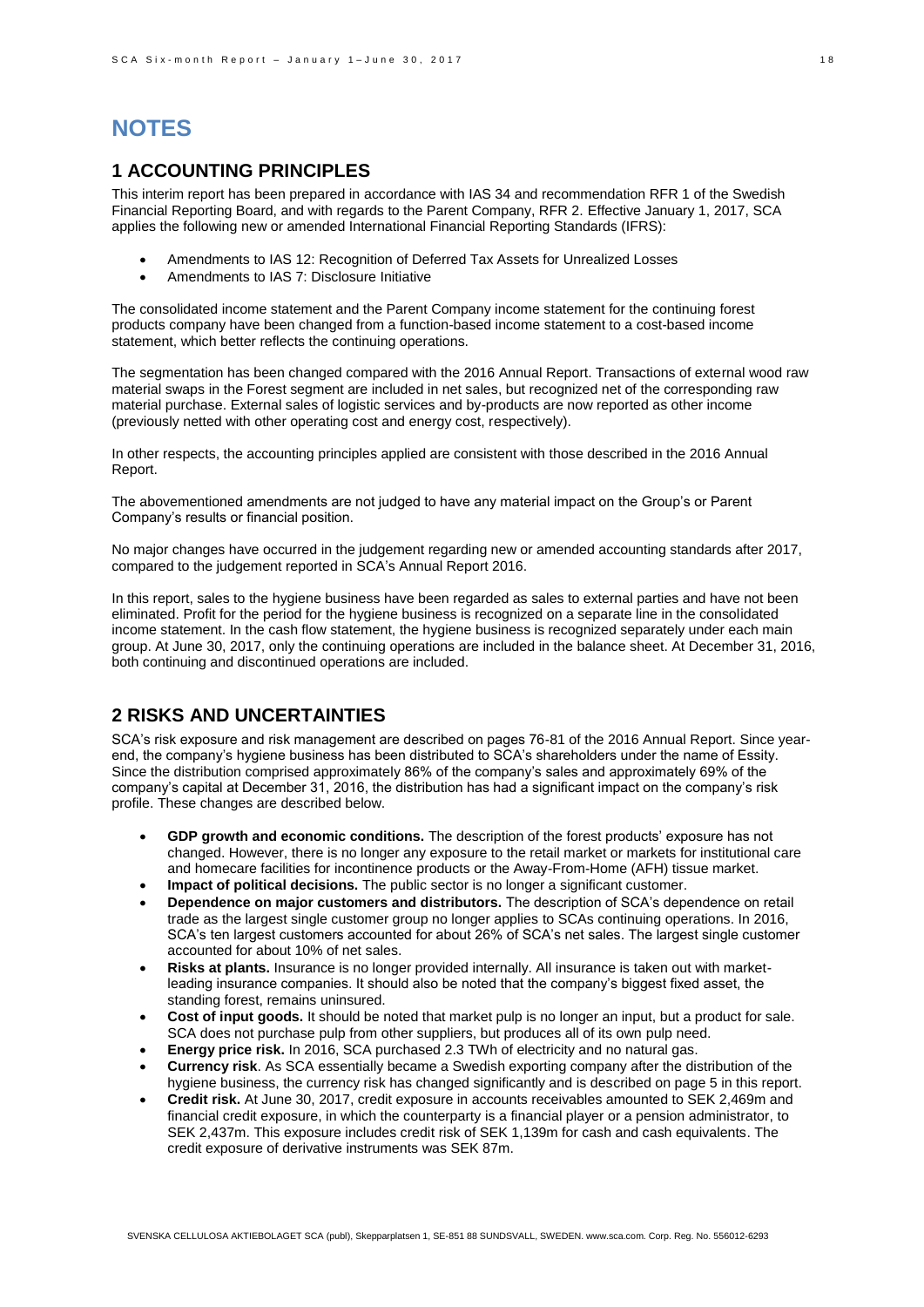# NOTES

## 1 ACCOUNTING PRINCIPLES

This interim report has been prepared in accordance with IAS 34 and recommendation RFR 1 of the Swedish Financial Reporting Board, and with regards to the Parent Company, RFR 2. Effective January 1, 2017, SCA applies the following new or amended International Financial Reporting Standards (IFRS):

- Amendments to IAS 12: Recognition of Deferred Tax Assets for Unrealized Losses
- Amendments to IAS 7: Disclosure Initiative

The consolidated income statement and the Parent Company income statement for the continuing forest products company have been changed from a function-based income statement to a cost-based income statement, which better reflects the continuing operations.

The segmentation has been changed compared with the 2016 Annual Report. Transactions of external wood raw material swaps in the Forest segment are included in net sales, but recognized net of the corresponding raw material purchase. External sales of logistic services and by-products are now reported as other income (previously netted with other operating cost and energy cost, respectively).

In other respects, the accounting principles applied are consistent with those described in the 2016 Annual Report.

The abovementioned amendments are not judged to have any material impact on the Group's or Parent Company's results or financial position.

No major changes have occurred in the judgement regarding new or amended accounting standards after 2017, compared to the judgement reported in SCA's Annual Report 2016.

In this report, sales to the hygiene business have been regarded as sales to external parties and have not been eliminated. Profit for the period for the hygiene business is recognized on a separate line in the consolidated income statement. In the cash flow statement, the hygiene business is recognized separately under each main group. At June 30, 2017, only the continuing operations are included in the balance sheet. At December 31, 2016, both continuing and discontinued operations are included.

## 2 RISKS AND UNCERTAINTIES

SCA's risk exposure and risk management are described on pages 76-81 of the 2016 Annual Report. Since year-end, the company's hygiene business has been distributed to SCA's shareholders under the name of Essity. Since the distribution comprised approximately 86% of the company's sales and approximately 69% of the company's capital at December 31, 2016, the distribution has had a significant impact on the company's risk profile. These changes are described below.

- **GDP growth and economic conditions.** The description of the forest products' exposure has not changed. However, there is no longer any exposure to the retail market or markets for institutional care and homecare facilities for incontinence products or the Away-From-Home (AFH) tissue market.
- **Impact of political decisions.** The public sector is no longer a significant customer.
- **Dependence on major customers and distributors.** The description of SCA's dependence on retail trade as the largest single customer group no longer applies to SCAs continuing operations. In 2016, SCA's ten largest customers accounted for about 26% of SCA's net sales. The largest single customer accounted for about 10% of net sales.
- **Risks at plants.** Insurance is no longer provided internally. All insurance is taken out with market-leading insurance companies. It should also be noted that the company's biggest fixed asset, the standing forest, remains uninsured.
- **Cost of input goods.** It should be noted that market pulp is no longer an input, but a product for sale. SCA does not purchase pulp from other suppliers, but produces all of its own pulp need.
- **Energy price risk.** In 2016, SCA purchased 2.3 TWh of electricity and no natural gas.
- **Currency risk**. As SCA essentially became a Swedish exporting company after the distribution of the hygiene business, the currency risk has changed significantly and is described on page 5 in this report.
- **Credit risk.** At June 30, 2017, credit exposure in accounts receivables amounted to SEK 2,469m and financial credit exposure, in which the counterparty is a financial player or a pension administrator, to SEK 2,437m. This exposure includes credit risk of SEK 1,139m for cash and cash equivalents. The credit exposure of derivative instruments was SEK 87m.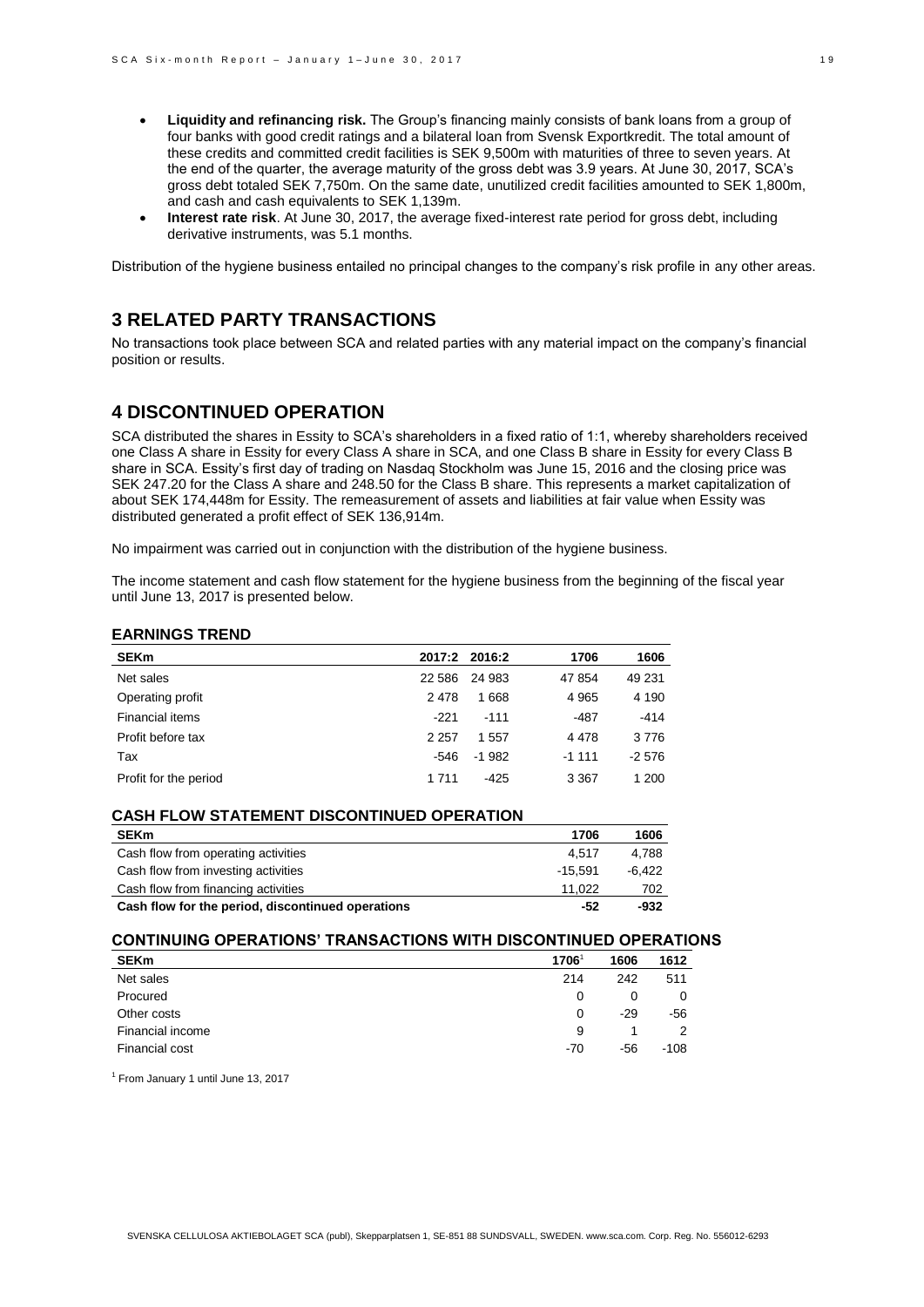- **Liquidity and refinancing risk.** The Group's financing mainly consists of bank loans from a group of four banks with good credit ratings and a bilateral loan from Svensk Exportkredit. The total amount of these credits and committed credit facilities is SEK 9,500m with maturities of three to seven years. At the end of the quarter, the average maturity of the gross debt was 3.9 years. At June 30, 2017, SCA's gross debt totaled SEK 7,750m. On the same date, unutilized credit facilities amounted to SEK 1,800m, and cash and cash equivalents to SEK 1,139m.
- **Interest rate risk**. At June 30, 2017, the average fixed-interest rate period for gross debt, including derivative instruments, was 5.1 months.

Distribution of the hygiene business entailed no principal changes to the company's risk profile in any other areas.

## 3 RELATED PARTY TRANSACTIONS

No transactions took place between SCA and related parties with any material impact on the company's financial position or results.

## 4 DISCONTINUED OPERATION

SCA distributed the shares in Essity to SCA's shareholders in a fixed ratio of 1:1, whereby shareholders received one Class A share in Essity for every Class A share in SCA, and one Class B share in Essity for every Class B share in SCA. Essity's first day of trading on Nasdaq Stockholm was June 15, 2016 and the closing price was SEK 247.20 for the Class A share and 248.50 for the Class B share. This represents a market capitalization of about SEK 174,448m for Essity. The remeasurement of assets and liabilities at fair value when Essity was distributed generated a profit effect of SEK 136,914m.

No impairment was carried out in conjunction with the distribution of the hygiene business.

The income statement and cash flow statement for the hygiene business from the beginning of the fiscal year until June 13, 2017 is presented below.

### EARNINGS TREND

| SEKm | 2017:2 | 2016:2 | 1706 | 1606 |
|---|---|---|---|---|
| Net sales | 22 586 | 24 983 | 47 854 | 49 231 |
| Operating profit | 2 478 | 1 668 | 4 965 | 4 190 |
| Financial items | -221 | -111 | -487 | -414 |
| Profit before tax | 2 257 | 1 557 | 4 478 | 3 776 |
| Tax | -546 | -1 982 | -1 111 | -2 576 |
| Profit for the period | 1 711 | -425 | 3 367 | 1 200 |

### CASH FLOW STATEMENT DISCONTINUED OPERATION

| SEKm | 1706 | 1606 |
|---|---|---|
| Cash flow from operating activities | 4,517 | 4,788 |
| Cash flow from investing activities | -15,591 | -6,422 |
| Cash flow from financing activities | 11,022 | 702 |
| **Cash flow for the period, discontinued operations** | **-52** | **-932** |

### CONTINUING OPERATIONS' TRANSACTIONS WITH DISCONTINUED OPERATIONS

| SEKm | 1706[1] | 1606 | 1612 |
|---|---|---|---|
| Net sales | 214 | 242 | 511 |
| Procured | 0 | 0 | 0 |
| Other costs | 0 | -29 | -56 |
| Financial income | 9 | 1 | 2 |
| Financial cost | -70 | -56 | -108 |

[1] From January 1 until June 13, 2017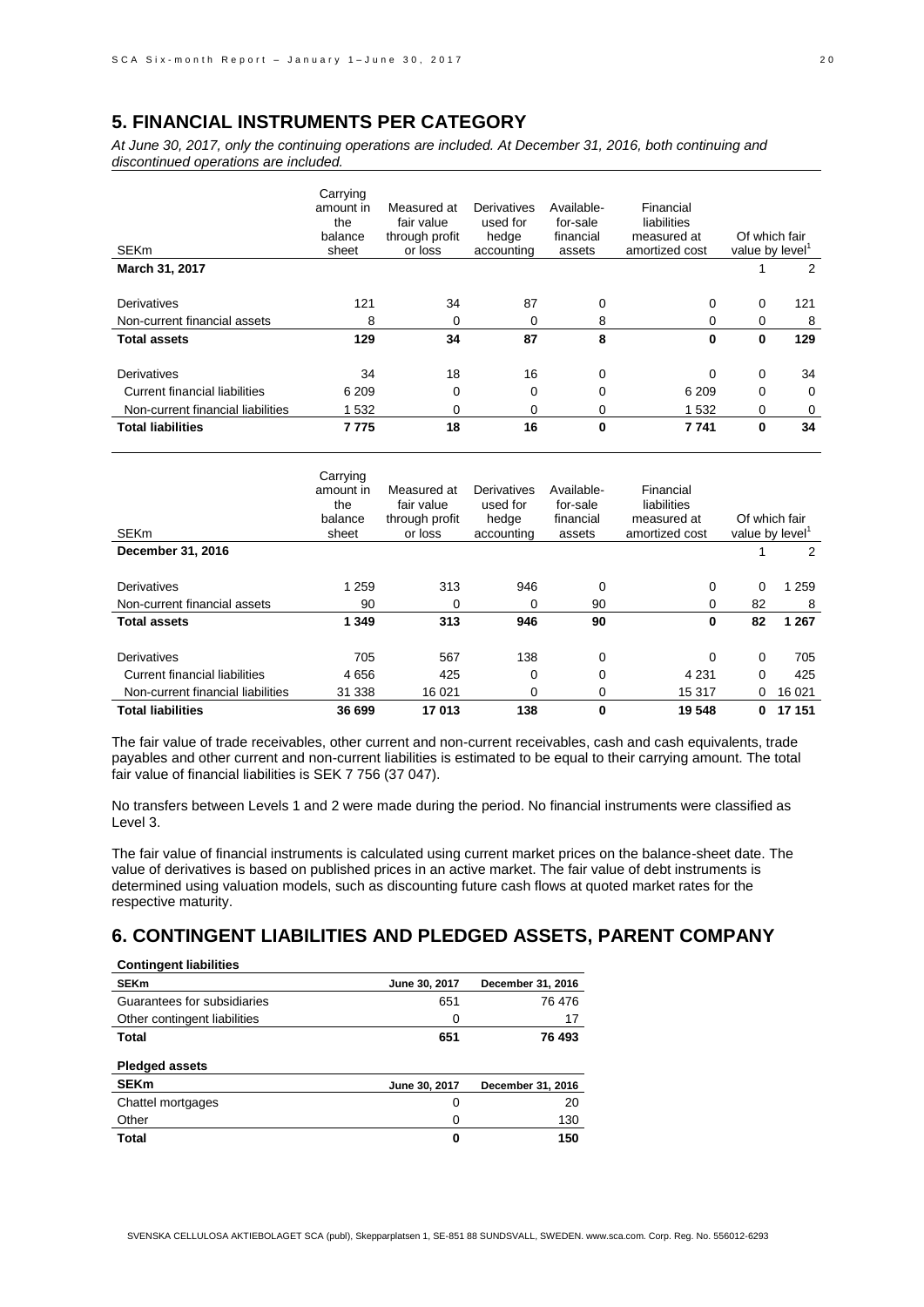## 5. FINANCIAL INSTRUMENTS PER CATEGORY

*At June 30, 2017, only the continuing operations are included. At December 31, 2016, both continuing and discontinued operations are included.*

| SEKm | Carrying amount in the balance sheet | Measured at fair value through profit or loss | Derivatives used for hedge accounting | Available-for-sale financial assets | Financial liabilities measured at amortized cost | Of which fair value by level[1] | |
|---|---|---|---|---|---|---|---|
| **March 31, 2017** | | | | | | 1 | 2 |
| Derivatives | 121 | 34 | 87 | 0 | 0 | 0 | 121 |
| Non-current financial assets | 8 | 0 | 0 | 8 | 0 | 0 | 8 |
| **Total assets** | **129** | **34** | **87** | **8** | **0** | **0** | **129** |
| Derivatives | 34 | 18 | 16 | 0 | 0 | 0 | 34 |
| Current financial liabilities | 6 209 | 0 | 0 | 0 | 6 209 | 0 | 0 |
| Non-current financial liabilities | 1 532 | 0 | 0 | 0 | 1 532 | 0 | 0 |
| **Total liabilities** | **7 775** | **18** | **16** | **0** | **7 741** | **0** | **34** |

| SEKm | Carrying amount in the balance sheet | Measured at fair value through profit or loss | Derivatives used for hedge accounting | Available-for-sale financial assets | Financial liabilities measured at amortized cost | Of which fair value by level[1] | |
|---|---|---|---|---|---|---|---|
| **December 31, 2016** | | | | | | 1 | 2 |
| Derivatives | 1 259 | 313 | 946 | 0 | 0 | 0 | 1 259 |
| Non-current financial assets | 90 | 0 | 0 | 90 | 0 | 82 | 8 |
| **Total assets** | **1 349** | **313** | **946** | **90** | **0** | **82** | **1 267** |
| Derivatives | 705 | 567 | 138 | 0 | 0 | 0 | 705 |
| Current financial liabilities | 4 656 | 425 | 0 | 0 | 4 231 | 0 | 425 |
| Non-current financial liabilities | 31 338 | 16 021 | 0 | 0 | 15 317 | 0 | 16 021 |
| **Total liabilities** | **36 699** | **17 013** | **138** | **0** | **19 548** | **0** | **17 151** |

The fair value of trade receivables, other current and non-current receivables, cash and cash equivalents, trade payables and other current and non-current liabilities is estimated to be equal to their carrying amount. The total fair value of financial liabilities is SEK 7 756 (37 047).

No transfers between Levels 1 and 2 were made during the period. No financial instruments were classified as Level 3.

The fair value of financial instruments is calculated using current market prices on the balance-sheet date. The value of derivatives is based on published prices in an active market. The fair value of debt instruments is determined using valuation models, such as discounting future cash flows at quoted market rates for the respective maturity.

## 6. CONTINGENT LIABILITIES AND PLEDGED ASSETS, PARENT COMPANY

**Contingent liabilities**

| SEKm | June 30, 2017 | December 31, 2016 |
|---|---|---|
| Guarantees for subsidiaries | 651 | 76 476 |
| Other contingent liabilities | 0 | 17 |
| **Total** | **651** | **76 493** |

**Pledged assets**

| SEKm | June 30, 2017 | December 31, 2016 |
|---|---|---|
| Chattel mortgages | 0 | 20 |
| Other | 0 | 130 |
| **Total** | **0** | **150** |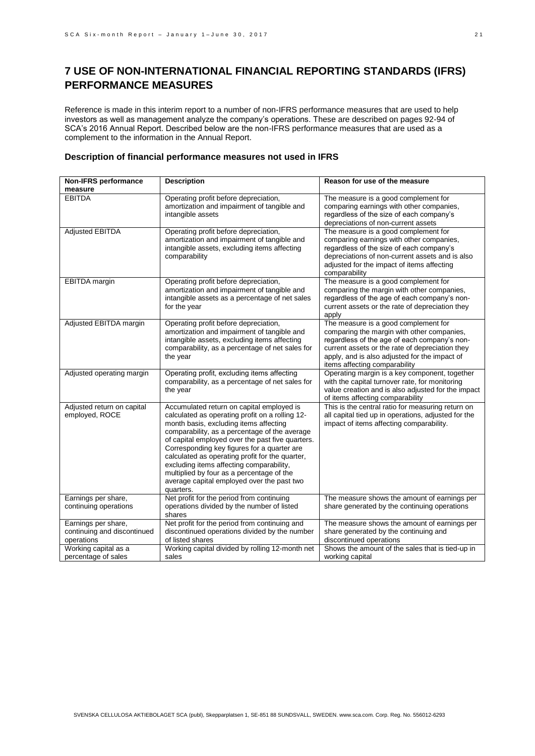# 7 USE OF NON-INTERNATIONAL FINANCIAL REPORTING STANDARDS (IFRS) PERFORMANCE MEASURES

Reference is made in this interim report to a number of non-IFRS performance measures that are used to help investors as well as management analyze the company's operations. These are described on pages 92-94 of SCA's 2016 Annual Report. Described below are the non-IFRS performance measures that are used as a complement to the information in the Annual Report.

### Description of financial performance measures not used in IFRS

| Non-IFRS performance measure | Description | Reason for use of the measure |
|---|---|---|
| EBITDA | Operating profit before depreciation, amortization and impairment of tangible and intangible assets | The measure is a good complement for comparing earnings with other companies, regardless of the size of each company's depreciations of non-current assets |
| Adjusted EBITDA | Operating profit before depreciation, amortization and impairment of tangible and intangible assets, excluding items affecting comparability | The measure is a good complement for comparing earnings with other companies, regardless of the size of each company's depreciations of non-current assets and is also adjusted for the impact of items affecting comparability |
| EBITDA margin | Operating profit before depreciation, amortization and impairment of tangible and intangible assets as a percentage of net sales for the year | The measure is a good complement for comparing the margin with other companies, regardless of the age of each company's non-current assets or the rate of depreciation they apply |
| Adjusted EBITDA margin | Operating profit before depreciation, amortization and impairment of tangible and intangible assets, excluding items affecting comparability, as a percentage of net sales for the year | The measure is a good complement for comparing the margin with other companies, regardless of the age of each company's non-current assets or the rate of depreciation they apply, and is also adjusted for the impact of items affecting comparability |
| Adjusted operating margin | Operating profit, excluding items affecting comparability, as a percentage of net sales for the year | Operating margin is a key component, together with the capital turnover rate, for monitoring value creation and is also adjusted for the impact of items affecting comparability |
| Adjusted return on capital employed, ROCE | Accumulated return on capital employed is calculated as operating profit on a rolling 12-month basis, excluding items affecting comparability, as a percentage of the average of capital employed over the past five quarters. Corresponding key figures for a quarter are calculated as operating profit for the quarter, excluding items affecting comparability, multiplied by four as a percentage of the average capital employed over the past two quarters. | This is the central ratio for measuring return on all capital tied up in operations, adjusted for the impact of items affecting comparability. |
| Earnings per share, continuing operations | Net profit for the period from continuing operations divided by the number of listed shares | The measure shows the amount of earnings per share generated by the continuing operations |
| Earnings per share, continuing and discontinued operations | Net profit for the period from continuing and discontinued operations divided by the number of listed shares | The measure shows the amount of earnings per share generated by the continuing and discontinued operations |
| Working capital as a percentage of sales | Working capital divided by rolling 12-month net sales | Shows the amount of the sales that is tied-up in working capital |

SVENSKA CELLULOSA AKTIEBOLAGET SCA (publ), Skepparplatsen 1, SE-851 88 SUNDSVALL, SWEDEN. www.sca.com. Corp. Reg. No. 556012-6293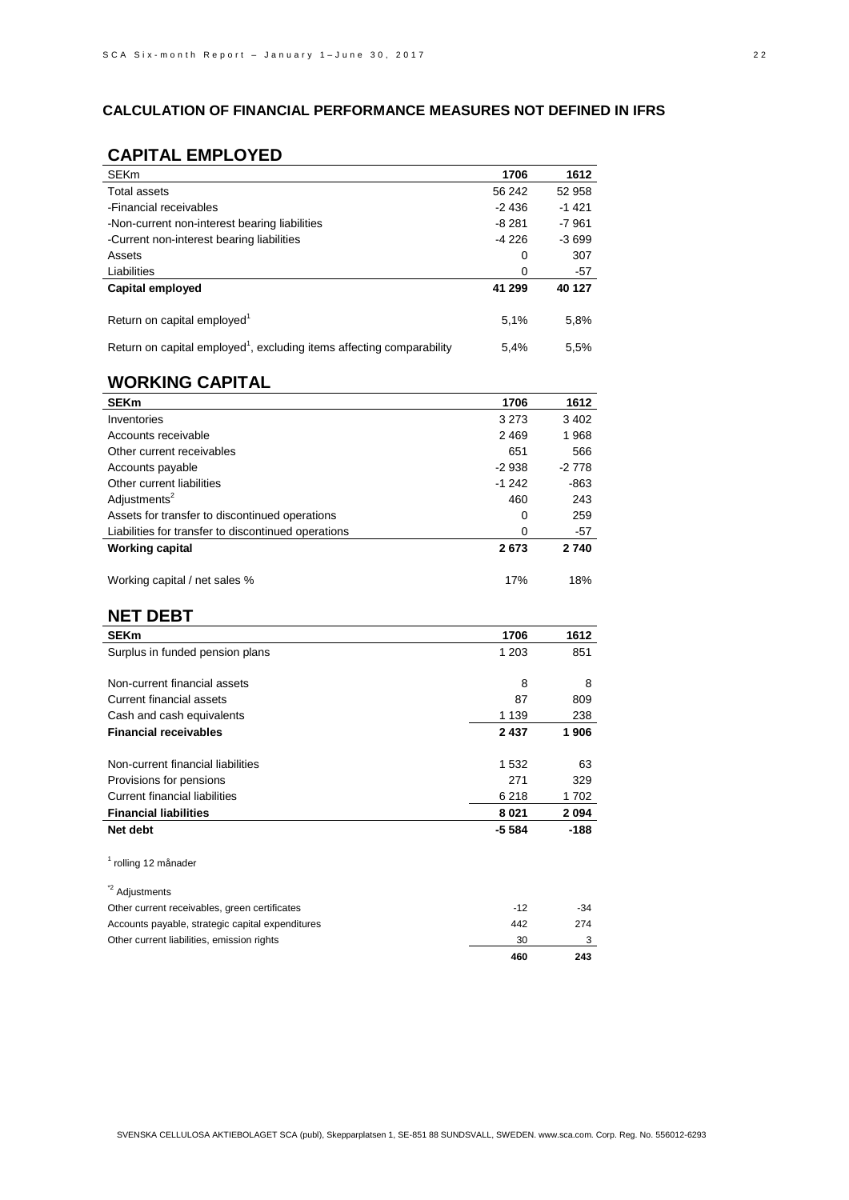## CALCULATION OF FINANCIAL PERFORMANCE MEASURES NOT DEFINED IN IFRS

## CAPITAL EMPLOYED

| SEKm | 1706 | 1612 |
|---|---|---|
| Total assets | 56 242 | 52 958 |
| -Financial receivables | -2 436 | -1 421 |
| -Non-current non-interest bearing liabilities | -8 281 | -7 961 |
| -Current non-interest bearing liabilities | -4 226 | -3 699 |
| Assets | 0 | 307 |
| Liabilities | 0 | -57 |
| **Capital employed** | **41 299** | **40 127** |
| | | |
| Return on capital employed[1] | 5,1% | 5,8% |
| Return on capital employed[1], excluding items affecting comparability | 5,4% | 5,5% |

## WORKING CAPITAL

| SEKm | 1706 | 1612 |
|---|---|---|
| Inventories | 3 273 | 3 402 |
| Accounts receivable | 2 469 | 1 968 |
| Other current receivables | 651 | 566 |
| Accounts payable | -2 938 | -2 778 |
| Other current liabilities | -1 242 | -863 |
| Adjustments[2] | 460 | 243 |
| Assets for transfer to discontinued operations | 0 | 259 |
| Liabilities for transfer to discontinued operations | 0 | -57 |
| **Working capital** | **2 673** | **2 740** |
| | | |
| Working capital / net sales % | 17% | 18% |

## NET DEBT

| SEKm | 1706 | 1612 |
|---|---|---|
| Surplus in funded pension plans | 1 203 | 851 |
| | | |
| Non-current financial assets | 8 | 8 |
| Current financial assets | 87 | 809 |
| Cash and cash equivalents | 1 139 | 238 |
| **Financial receivables** | **2 437** | **1 906** |
| | | |
| Non-current financial liabilities | 1 532 | 63 |
| Provisions for pensions | 271 | 329 |
| Current financial liabilities | 6 218 | 1 702 |
| **Financial liabilities** | **8 021** | **2 094** |
| **Net debt** | **-5 584** | **-188** |

[1] rolling 12 månader

*[2] Adjustments

| | 1706 | 1612 |
|---|---|---|
| Other current receivables, green certificates | -12 | -34 |
| Accounts payable, strategic capital expenditures | 442 | 274 |
| Other current liabilities, emission rights | 30 | 3 |
| | **460** | **243** |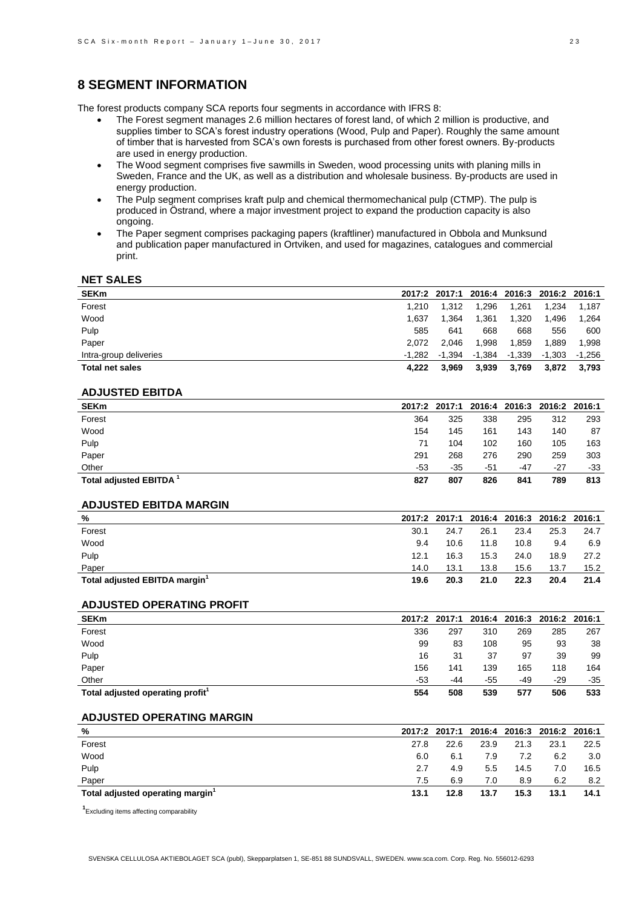## 8 SEGMENT INFORMATION

The forest products company SCA reports four segments in accordance with IFRS 8:

- The Forest segment manages 2.6 million hectares of forest land, of which 2 million is productive, and supplies timber to SCA's forest industry operations (Wood, Pulp and Paper). Roughly the same amount of timber that is harvested from SCA's own forests is purchased from other forest owners. By-products are used in energy production.
- The Wood segment comprises five sawmills in Sweden, wood processing units with planing mills in Sweden, France and the UK, as well as a distribution and wholesale business. By-products are used in energy production.
- The Pulp segment comprises kraft pulp and chemical thermomechanical pulp (CTMP). The pulp is produced in Östrand, where a major investment project to expand the production capacity is also ongoing.
- The Paper segment comprises packaging papers (kraftliner) manufactured in Obbola and Munksund and publication paper manufactured in Ortviken, and used for magazines, catalogues and commercial print.

### NET SALES

| SEKm | 2017:2 | 2017:1 | 2016:4 | 2016:3 | 2016:2 | 2016:1 |
|---|---|---|---|---|---|---|
| Forest | 1,210 | 1,312 | 1,296 | 1,261 | 1,234 | 1,187 |
| Wood | 1,637 | 1,364 | 1,361 | 1,320 | 1,496 | 1,264 |
| Pulp | 585 | 641 | 668 | 668 | 556 | 600 |
| Paper | 2,072 | 2,046 | 1,998 | 1,859 | 1,889 | 1,998 |
| Intra-group deliveries | -1,282 | -1,394 | -1,384 | -1,339 | -1,303 | -1,256 |
| **Total net sales** | **4,222** | **3,969** | **3,939** | **3,769** | **3,872** | **3,793** |

### ADJUSTED EBITDA

| SEKm | 2017:2 | 2017:1 | 2016:4 | 2016:3 | 2016:2 | 2016:1 |
|---|---|---|---|---|---|---|
| Forest | 364 | 325 | 338 | 295 | 312 | 293 |
| Wood | 154 | 145 | 161 | 143 | 140 | 87 |
| Pulp | 71 | 104 | 102 | 160 | 105 | 163 |
| Paper | 291 | 268 | 276 | 290 | 259 | 303 |
| Other | -53 | -35 | -51 | -47 | -27 | -33 |
| **Total adjusted EBITDA [1]** | **827** | **807** | **826** | **841** | **789** | **813** |

### ADJUSTED EBITDA MARGIN

| % | 2017:2 | 2017:1 | 2016:4 | 2016:3 | 2016:2 | 2016:1 |
|---|---|---|---|---|---|---|
| Forest | 30.1 | 24.7 | 26.1 | 23.4 | 25.3 | 24.7 |
| Wood | 9.4 | 10.6 | 11.8 | 10.8 | 9.4 | 6.9 |
| Pulp | 12.1 | 16.3 | 15.3 | 24.0 | 18.9 | 27.2 |
| Paper | 14.0 | 13.1 | 13.8 | 15.6 | 13.7 | 15.2 |
| **Total adjusted EBITDA margin [1]** | **19.6** | **20.3** | **21.0** | **22.3** | **20.4** | **21.4** |

### ADJUSTED OPERATING PROFIT

| SEKm | 2017:2 | 2017:1 | 2016:4 | 2016:3 | 2016:2 | 2016:1 |
|---|---|---|---|---|---|---|
| Forest | 336 | 297 | 310 | 269 | 285 | 267 |
| Wood | 99 | 83 | 108 | 95 | 93 | 38 |
| Pulp | 16 | 31 | 37 | 97 | 39 | 99 |
| Paper | 156 | 141 | 139 | 165 | 118 | 164 |
| Other | -53 | -44 | -55 | -49 | -29 | -35 |
| **Total adjusted operating profit [1]** | **554** | **508** | **539** | **577** | **506** | **533** |

### ADJUSTED OPERATING MARGIN

| % | 2017:2 | 2017:1 | 2016:4 | 2016:3 | 2016:2 | 2016:1 |
|---|---|---|---|---|---|---|
| Forest | 27.8 | 22.6 | 23.9 | 21.3 | 23.1 | 22.5 |
| Wood | 6.0 | 6.1 | 7.9 | 7.2 | 6.2 | 3.0 |
| Pulp | 2.7 | 4.9 | 5.5 | 14.5 | 7.0 | 16.5 |
| Paper | 7.5 | 6.9 | 7.0 | 8.9 | 6.2 | 8.2 |
| **Total adjusted operating margin [1]** | **13.1** | **12.8** | **13.7** | **15.3** | **13.1** | **14.1** |

[1] Excluding items affecting comparability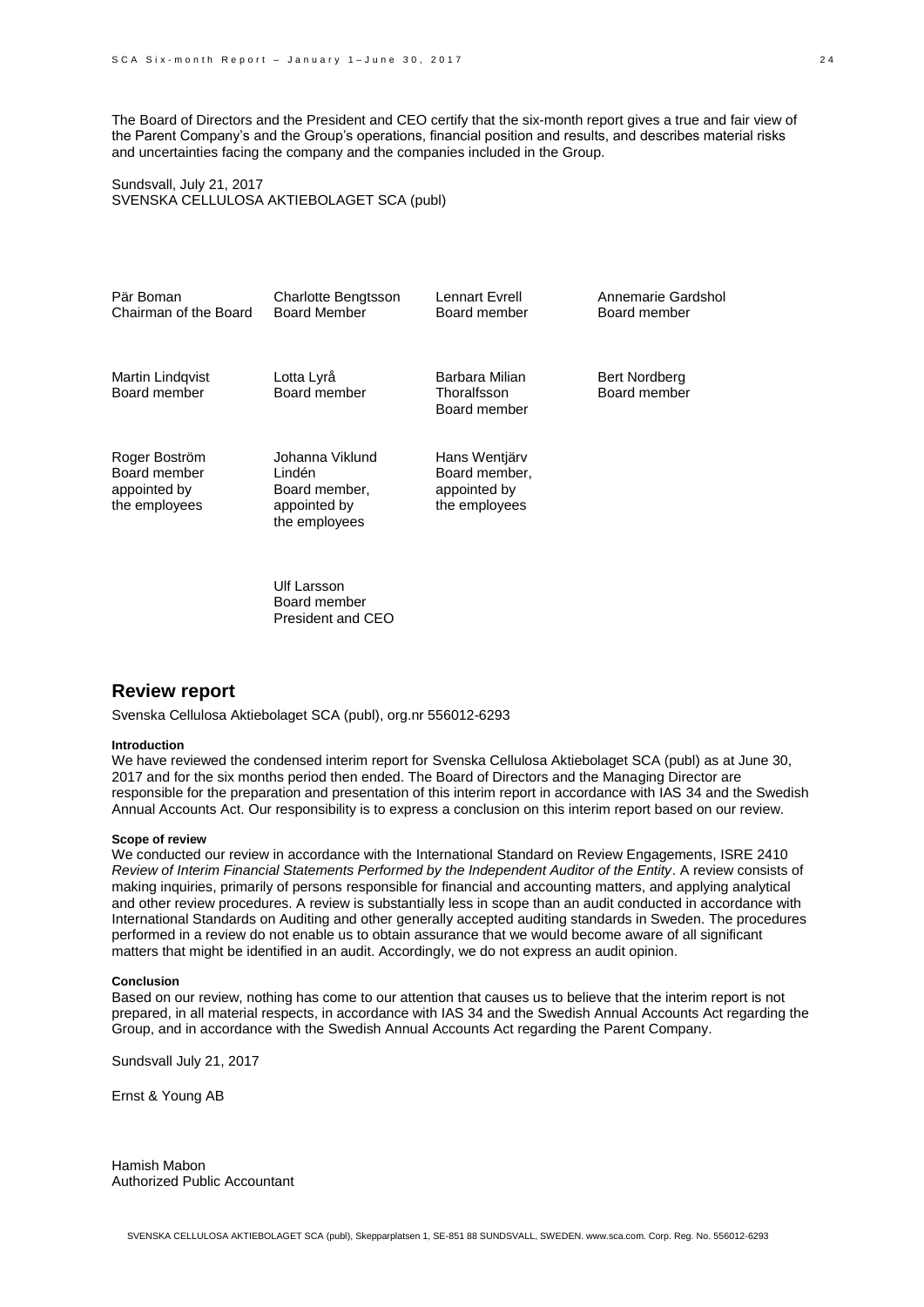The Board of Directors and the President and CEO certify that the six-month report gives a true and fair view of the Parent Company's and the Group's operations, financial position and results, and describes material risks and uncertainties facing the company and the companies included in the Group.

Sundsvall, July 21, 2017
SVENSKA CELLULOSA AKTIEBOLAGET SCA (publ)

Pär Boman
Chairman of the Board

Charlotte Bengtsson
Board Member

Lennart Evrell
Board member

Annemarie Gardshol
Board member

Martin Lindqvist
Board member

Lotta Lyrå
Board member

Barbara Milian Thoralfsson
Board member

Bert Nordberg
Board member

Roger Boström
Board member appointed by the employees

Johanna Viklund Lindén
Board member, appointed by the employees

Hans Wentjärv
Board member, appointed by the employees

Ulf Larsson
Board member
President and CEO

## Review report

Svenska Cellulosa Aktiebolaget SCA (publ), org.nr 556012-6293

**Introduction**

We have reviewed the condensed interim report for Svenska Cellulosa Aktiebolaget SCA (publ) as at June 30, 2017 and for the six months period then ended. The Board of Directors and the Managing Director are responsible for the preparation and presentation of this interim report in accordance with IAS 34 and the Swedish Annual Accounts Act. Our responsibility is to express a conclusion on this interim report based on our review.

**Scope of review**

We conducted our review in accordance with the International Standard on Review Engagements, ISRE 2410 *Review of Interim Financial Statements Performed by the Independent Auditor of the Entity*. A review consists of making inquiries, primarily of persons responsible for financial and accounting matters, and applying analytical and other review procedures. A review is substantially less in scope than an audit conducted in accordance with International Standards on Auditing and other generally accepted auditing standards in Sweden. The procedures performed in a review do not enable us to obtain assurance that we would become aware of all significant matters that might be identified in an audit. Accordingly, we do not express an audit opinion.

**Conclusion**

Based on our review, nothing has come to our attention that causes us to believe that the interim report is not prepared, in all material respects, in accordance with IAS 34 and the Swedish Annual Accounts Act regarding the Group, and in accordance with the Swedish Annual Accounts Act regarding the Parent Company.

Sundsvall July 21, 2017

Ernst & Young AB

Hamish Mabon
Authorized Public Accountant